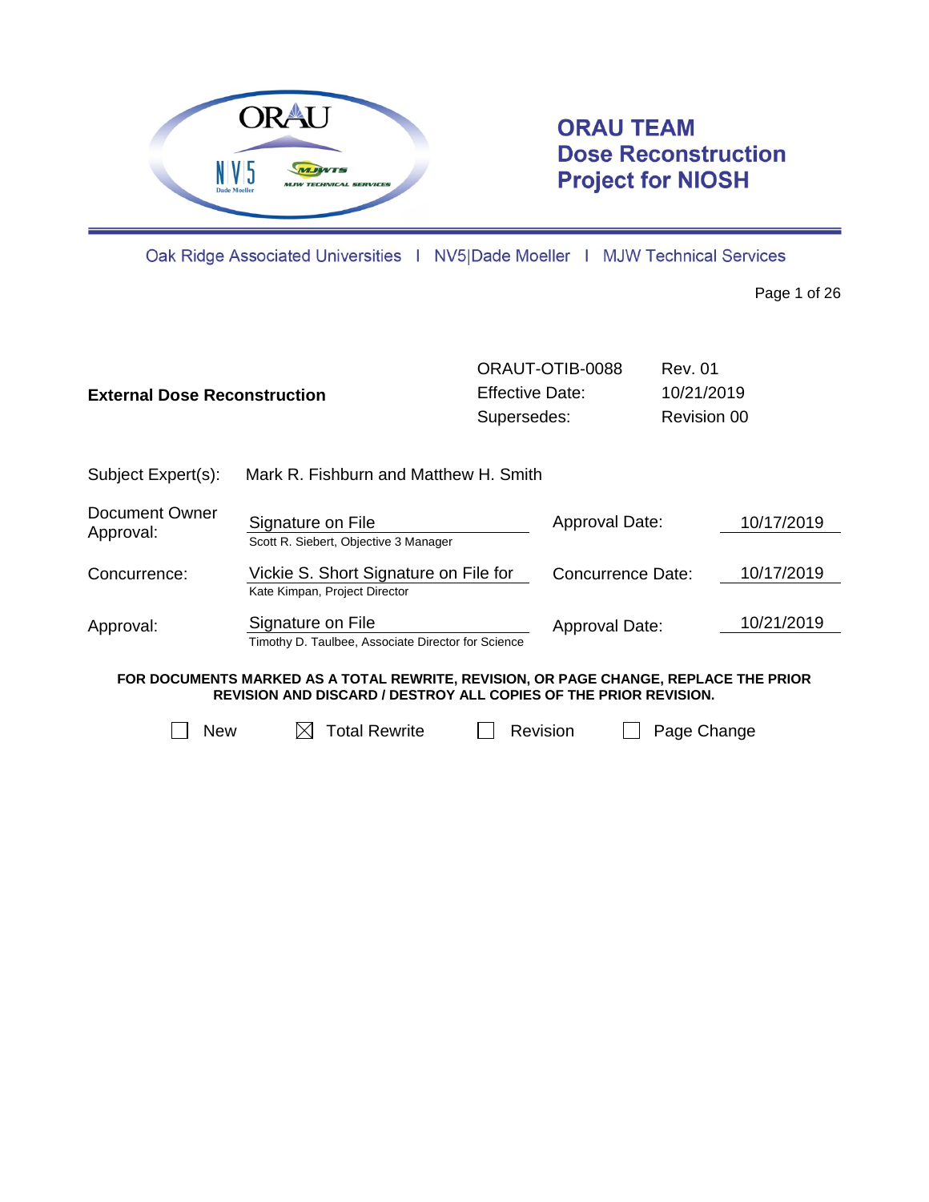# ORAU TEAM Dose Reconstruction Project for NIOSH

Oak Ridge Associated Universities | NV5|Dade Moeller | MJW Technical Services

| **External Dose Reconstruction** | ORAUT-OTIB-0088 | Rev. 01 |
|---|---|---|
| | Effective Date: | 10/21/2019 |
| | Supersedes: | Revision 00 |

Subject Expert(s): Mark R. Fishburn and Matthew H. Smith

| | | | |
|---|---|---|---|
| Document Owner Approval: | Signature on File<br>Scott R. Siebert, Objective 3 Manager | Approval Date: | 10/17/2019 |
| Concurrence: | Vickie S. Short Signature on File for<br>Kate Kimpan, Project Director | Concurrence Date: | 10/17/2019 |
| Approval: | Signature on File<br>Timothy D. Taulbee, Associate Director for Science | Approval Date: | 10/21/2019 |

**FOR DOCUMENTS MARKED AS A TOTAL REWRITE, REVISION, OR PAGE CHANGE, REPLACE THE PRIOR REVISION AND DISCARD / DESTROY ALL COPIES OF THE PRIOR REVISION.**

☐ New ☒ Total Rewrite ☐ Revision ☐ Page Change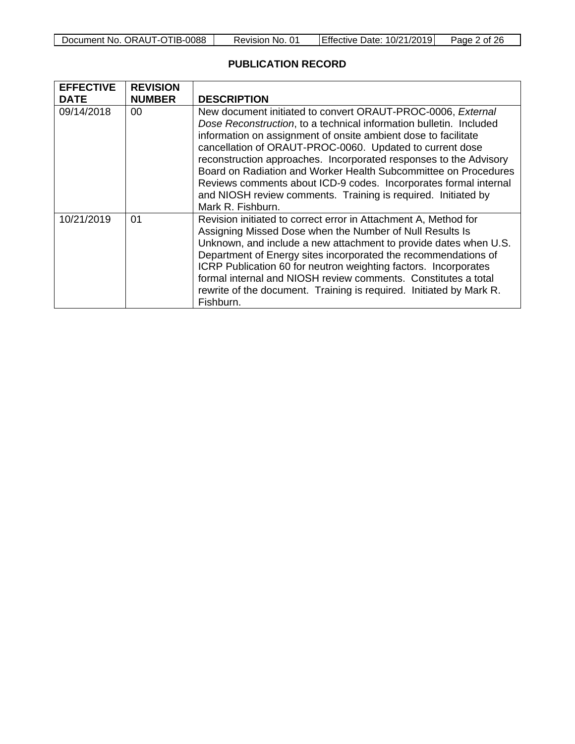## PUBLICATION RECORD

| EFFECTIVE DATE | REVISION NUMBER | DESCRIPTION |
|---|---|---|
| 09/14/2018 | 00 | New document initiated to convert ORAUT-PROC-0006, *External Dose Reconstruction*, to a technical information bulletin. Included information on assignment of onsite ambient dose to facilitate cancellation of ORAUT-PROC-0060. Updated to current dose reconstruction approaches. Incorporated responses to the Advisory Board on Radiation and Worker Health Subcommittee on Procedures Reviews comments about ICD-9 codes. Incorporates formal internal and NIOSH review comments. Training is required. Initiated by Mark R. Fishburn. |
| 10/21/2019 | 01 | Revision initiated to correct error in Attachment A, Method for Assigning Missed Dose when the Number of Null Results Is Unknown, and include a new attachment to provide dates when U.S. Department of Energy sites incorporated the recommendations of ICRP Publication 60 for neutron weighting factors. Incorporates formal internal and NIOSH review comments. Constitutes a total rewrite of the document. Training is required. Initiated by Mark R. Fishburn. |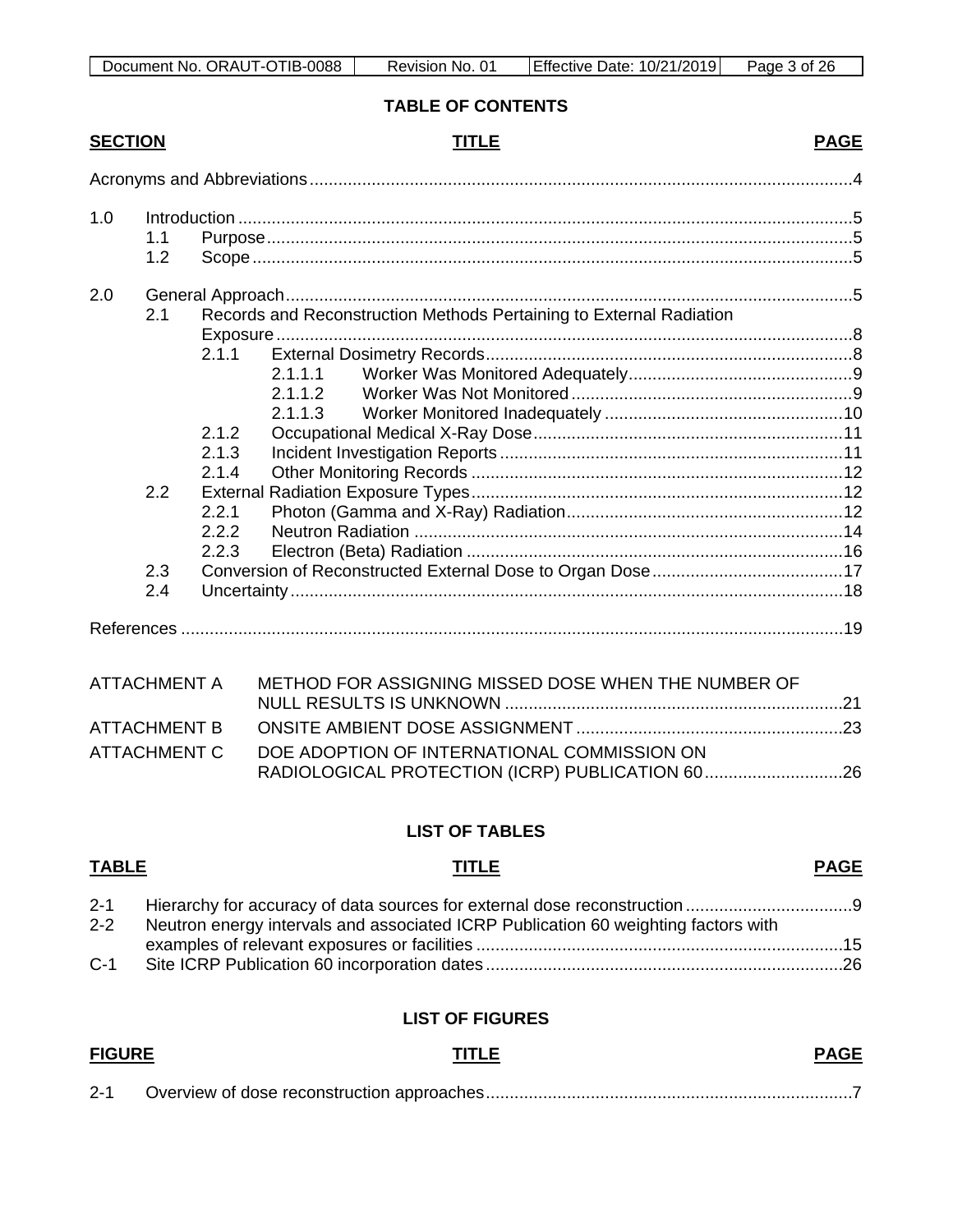## TABLE OF CONTENTS

| SECTION | | | | TITLE | PAGE |
|---|---|---|---|---|---|
| Acronyms and Abbreviations | | | | | 4 |
| 1.0 | | | | Introduction | 5 |
| | 1.1 | | | Purpose | 5 |
| | 1.2 | | | Scope | 5 |
| 2.0 | | | | General Approach | 5 |
| | 2.1 | | | Records and Reconstruction Methods Pertaining to External Radiation Exposure | 8 |
| | | 2.1.1 | | External Dosimetry Records | 8 |
| | | | 2.1.1.1 | Worker Was Monitored Adequately | 9 |
| | | | 2.1.1.2 | Worker Was Not Monitored | 9 |
| | | | 2.1.1.3 | Worker Monitored Inadequately | 10 |
| | | 2.1.2 | | Occupational Medical X-Ray Dose | 11 |
| | | 2.1.3 | | Incident Investigation Reports | 11 |
| | | 2.1.4 | | Other Monitoring Records | 12 |
| | 2.2 | | | External Radiation Exposure Types | 12 |
| | | 2.2.1 | | Photon (Gamma and X-Ray) Radiation | 12 |
| | | 2.2.2 | | Neutron Radiation | 14 |
| | | 2.2.3 | | Electron (Beta) Radiation | 16 |
| | 2.3 | | | Conversion of Reconstructed External Dose to Organ Dose | 17 |
| | 2.4 | | | Uncertainty | 18 |
| References | | | | | 19 |
| ATTACHMENT A | | | | METHOD FOR ASSIGNING MISSED DOSE WHEN THE NUMBER OF NULL RESULTS IS UNKNOWN | 21 |
| ATTACHMENT B | | | | ONSITE AMBIENT DOSE ASSIGNMENT | 23 |
| ATTACHMENT C | | | | DOE ADOPTION OF INTERNATIONAL COMMISSION ON RADIOLOGICAL PROTECTION (ICRP) PUBLICATION 60 | 26 |

## LIST OF TABLES

| TABLE | TITLE | PAGE |
|---|---|---|
| 2-1 | Hierarchy for accuracy of data sources for external dose reconstruction | 9 |
| 2-2 | Neutron energy intervals and associated ICRP Publication 60 weighting factors with examples of relevant exposures or facilities | 15 |
| C-1 | Site ICRP Publication 60 incorporation dates | 26 |

## LIST OF FIGURES

| FIGURE | TITLE | PAGE |
|---|---|---|
| 2-1 | Overview of dose reconstruction approaches | 7 |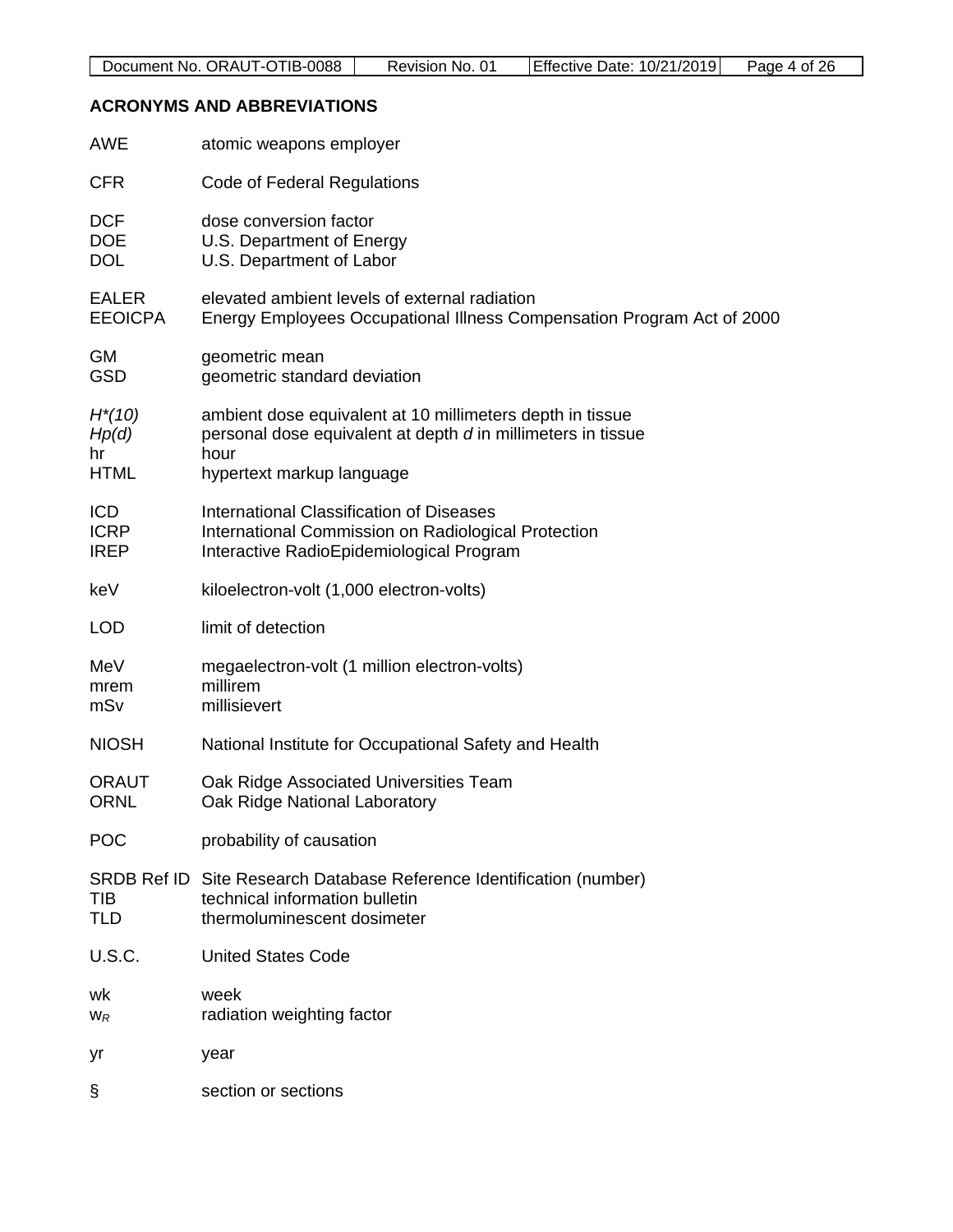## ACRONYMS AND ABBREVIATIONS

| | |
|---|---|
| AWE | atomic weapons employer |
| CFR | Code of Federal Regulations |
| DCF | dose conversion factor |
| DOE | U.S. Department of Energy |
| DOL | U.S. Department of Labor |
| EALER | elevated ambient levels of external radiation |
| EEOICPA | Energy Employees Occupational Illness Compensation Program Act of 2000 |
| GM | geometric mean |
| GSD | geometric standard deviation |
| $H^*(10)$ | ambient dose equivalent at 10 millimeters depth in tissue |
| $Hp(d)$ | personal dose equivalent at depth *d* in millimeters in tissue |
| hr | hour |
| HTML | hypertext markup language |
| ICD | International Classification of Diseases |
| ICRP | International Commission on Radiological Protection |
| IREP | Interactive RadioEpidemiological Program |
| keV | kiloelectron-volt (1,000 electron-volts) |
| LOD | limit of detection |
| MeV | megaelectron-volt (1 million electron-volts) |
| mrem | millirem |
| mSv | millisievert |
| NIOSH | National Institute for Occupational Safety and Health |
| ORAUT | Oak Ridge Associated Universities Team |
| ORNL | Oak Ridge National Laboratory |
| POC | probability of causation |
| SRDB Ref ID | Site Research Database Reference Identification (number) |
| TIB | technical information bulletin |
| TLD | thermoluminescent dosimeter |
| U.S.C. | United States Code |
| wk | week |
| $w_R$ | radiation weighting factor |
| yr | year |
| § | section or sections |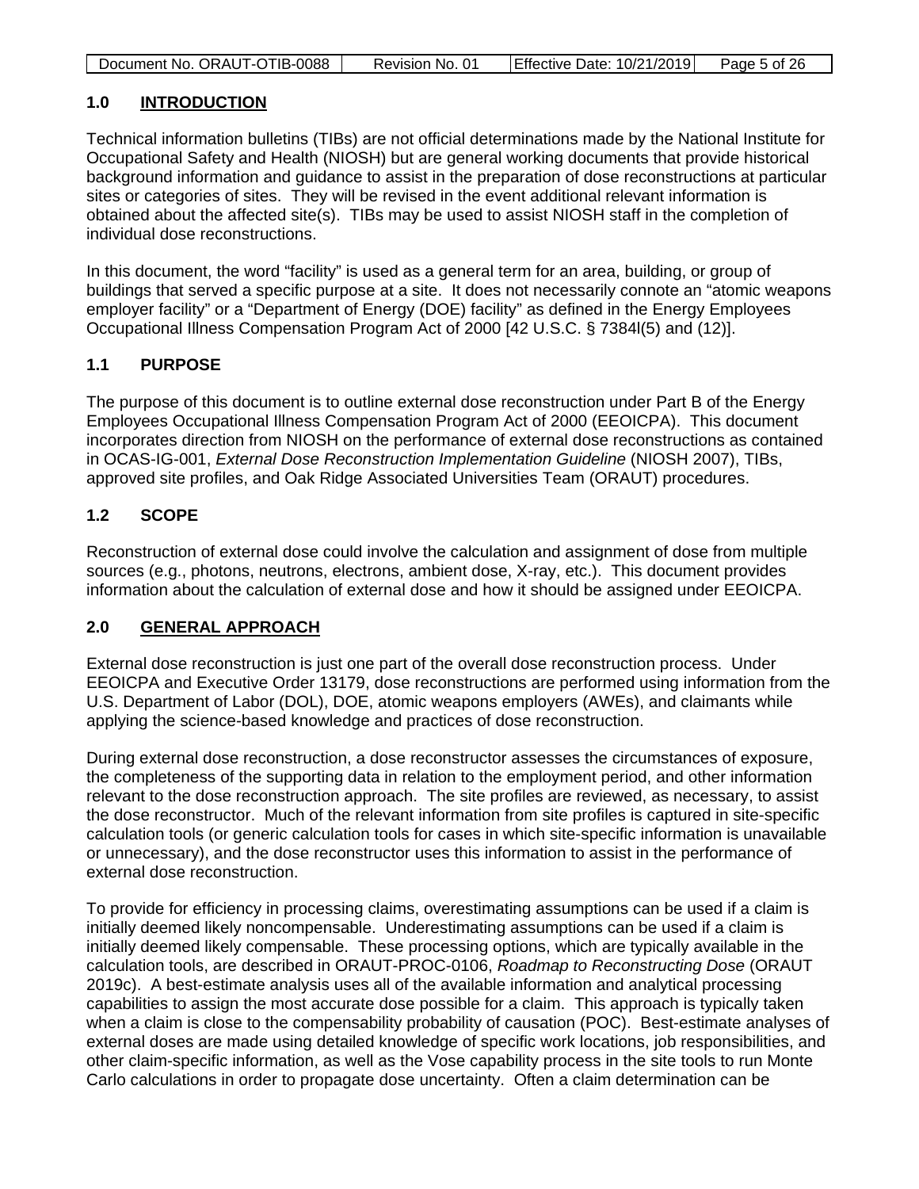## 1.0 INTRODUCTION

Technical information bulletins (TIBs) are not official determinations made by the National Institute for Occupational Safety and Health (NIOSH) but are general working documents that provide historical background information and guidance to assist in the preparation of dose reconstructions at particular sites or categories of sites. They will be revised in the event additional relevant information is obtained about the affected site(s). TIBs may be used to assist NIOSH staff in the completion of individual dose reconstructions.

In this document, the word "facility" is used as a general term for an area, building, or group of buildings that served a specific purpose at a site. It does not necessarily connote an "atomic weapons employer facility" or a "Department of Energy (DOE) facility" as defined in the Energy Employees Occupational Illness Compensation Program Act of 2000 [42 U.S.C. § 7384l(5) and (12)].

### 1.1 PURPOSE

The purpose of this document is to outline external dose reconstruction under Part B of the Energy Employees Occupational Illness Compensation Program Act of 2000 (EEOICPA). This document incorporates direction from NIOSH on the performance of external dose reconstructions as contained in OCAS-IG-001, *External Dose Reconstruction Implementation Guideline* (NIOSH 2007), TIBs, approved site profiles, and Oak Ridge Associated Universities Team (ORAUT) procedures.

### 1.2 SCOPE

Reconstruction of external dose could involve the calculation and assignment of dose from multiple sources (e.g., photons, neutrons, electrons, ambient dose, X-ray, etc.). This document provides information about the calculation of external dose and how it should be assigned under EEOICPA.

## 2.0 GENERAL APPROACH

External dose reconstruction is just one part of the overall dose reconstruction process. Under EEOICPA and Executive Order 13179, dose reconstructions are performed using information from the U.S. Department of Labor (DOL), DOE, atomic weapons employers (AWEs), and claimants while applying the science-based knowledge and practices of dose reconstruction.

During external dose reconstruction, a dose reconstructor assesses the circumstances of exposure, the completeness of the supporting data in relation to the employment period, and other information relevant to the dose reconstruction approach. The site profiles are reviewed, as necessary, to assist the dose reconstructor. Much of the relevant information from site profiles is captured in site-specific calculation tools (or generic calculation tools for cases in which site-specific information is unavailable or unnecessary), and the dose reconstructor uses this information to assist in the performance of external dose reconstruction.

To provide for efficiency in processing claims, overestimating assumptions can be used if a claim is initially deemed likely noncompensable. Underestimating assumptions can be used if a claim is initially deemed likely compensable. These processing options, which are typically available in the calculation tools, are described in ORAUT-PROC-0106, *Roadmap to Reconstructing Dose* (ORAUT 2019c). A best-estimate analysis uses all of the available information and analytical processing capabilities to assign the most accurate dose possible for a claim. This approach is typically taken when a claim is close to the compensability probability of causation (POC). Best-estimate analyses of external doses are made using detailed knowledge of specific work locations, job responsibilities, and other claim-specific information, as well as the Vose capability process in the site tools to run Monte Carlo calculations in order to propagate dose uncertainty. Often a claim determination can be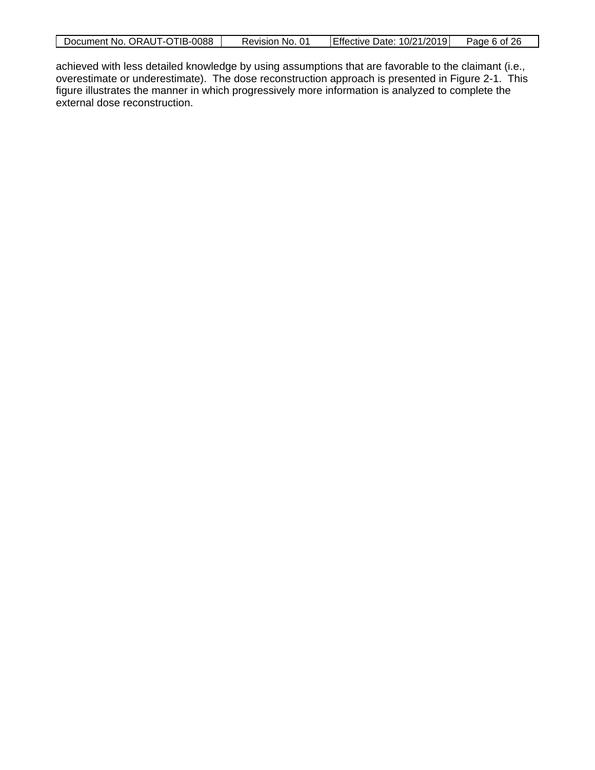achieved with less detailed knowledge by using assumptions that are favorable to the claimant (i.e., overestimate or underestimate). The dose reconstruction approach is presented in Figure 2-1. This figure illustrates the manner in which progressively more information is analyzed to complete the external dose reconstruction.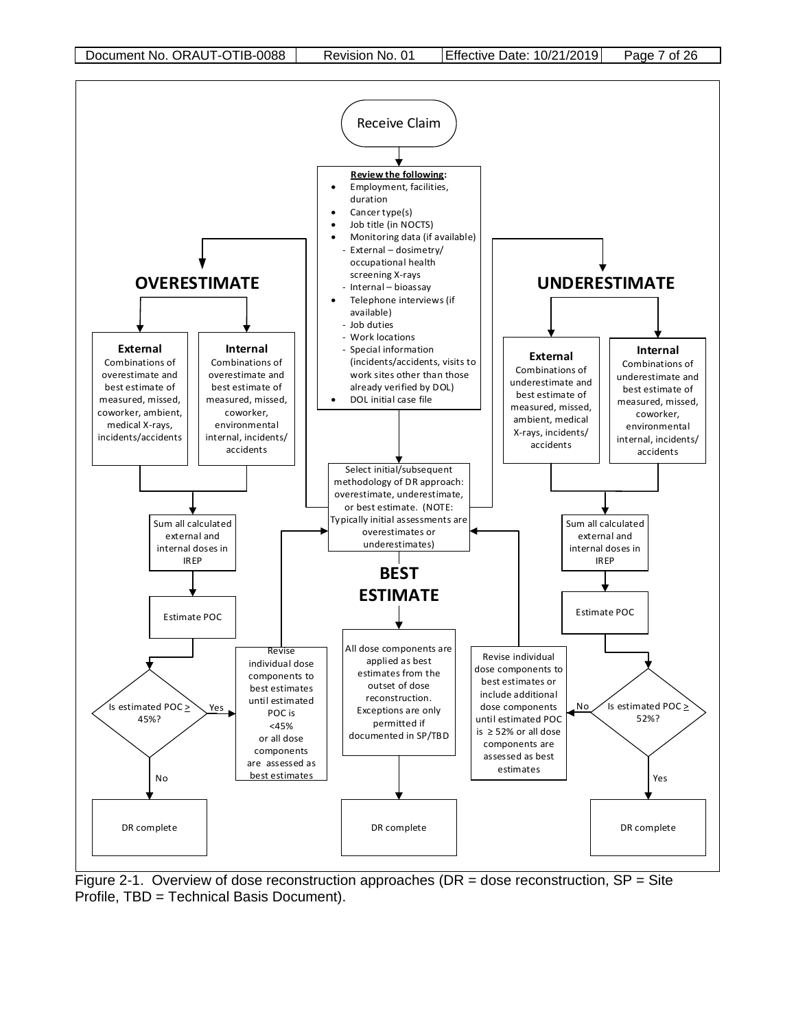Receive Claim

**Review the following:**

- Employment, facilities, duration
- Cancer type(s)
- Job title (in NOCTS)
- Monitoring data (if available)
  - External – dosimetry/ occupational health screening X-rays
  - Internal – bioassay
- Telephone interviews (if available)
  - Job duties
  - Work locations
  - Special information (incidents/accidents, visits to work sites other than those already verified by DOL)
- DOL initial case file

Select initial/subsequent methodology of DR approach: overestimate, underestimate, or best estimate. (NOTE: Typically initial assessments are overestimates or underestimates)

**OVERESTIMATE**

**External**
Combinations of overestimate and best estimate of measured, missed, coworker, ambient, medical X-rays, incidents/accidents

**Internal**
Combinations of overestimate and best estimate of measured, missed, coworker, environmental internal, incidents/ accidents

Sum all calculated external and internal doses in IREP

Estimate POC

Is estimated POC ≥ 45%?

Yes: Revise individual dose components to best estimates until estimated POC is <45% or all dose components are assessed as best estimates

No: DR complete

**BEST ESTIMATE**

All dose components are applied as best estimates from the outset of dose reconstruction. Exceptions are only permitted if documented in SP/TBD

DR complete

**UNDERESTIMATE**

**External**
Combinations of underestimate and best estimate of measured, missed, ambient, medical X-rays, incidents/ accidents

**Internal**
Combinations of underestimate and best estimate of measured, missed, coworker, environmental internal, incidents/ accidents

Sum all calculated external and internal doses in IREP

Estimate POC

Is estimated POC ≥ 52%?

No: Revise individual dose components to best estimates or include additional dose components until estimated POC is ≥ 52% or all dose components are assessed as best estimates

Yes: DR complete

Figure 2-1. Overview of dose reconstruction approaches (DR = dose reconstruction, SP = Site Profile, TBD = Technical Basis Document).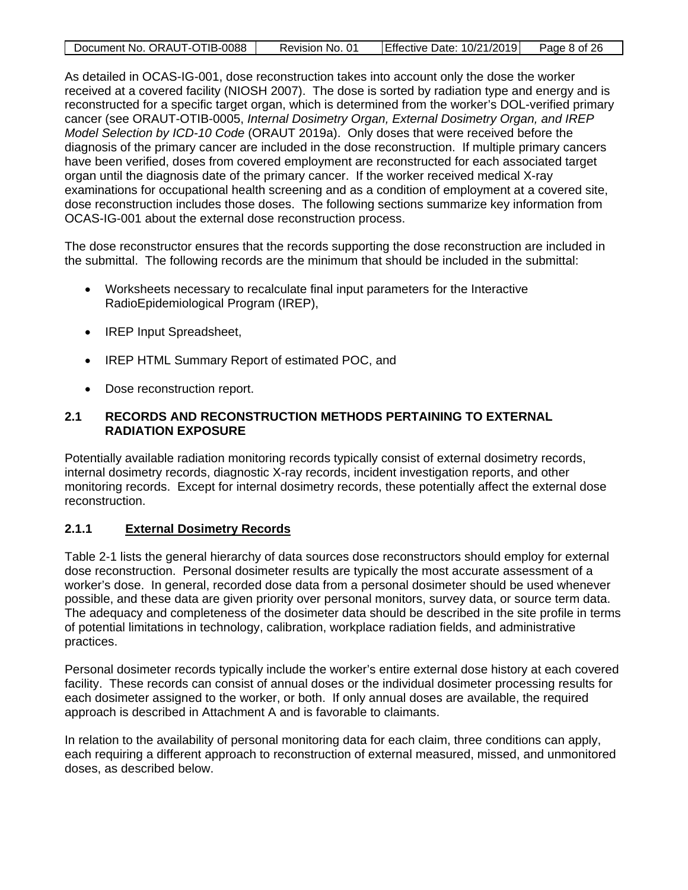As detailed in OCAS-IG-001, dose reconstruction takes into account only the dose the worker received at a covered facility (NIOSH 2007). The dose is sorted by radiation type and energy and is reconstructed for a specific target organ, which is determined from the worker's DOL-verified primary cancer (see ORAUT-OTIB-0005, *Internal Dosimetry Organ, External Dosimetry Organ, and IREP Model Selection by ICD-10 Code* (ORAUT 2019a). Only doses that were received before the diagnosis of the primary cancer are included in the dose reconstruction. If multiple primary cancers have been verified, doses from covered employment are reconstructed for each associated target organ until the diagnosis date of the primary cancer. If the worker received medical X-ray examinations for occupational health screening and as a condition of employment at a covered site, dose reconstruction includes those doses. The following sections summarize key information from OCAS-IG-001 about the external dose reconstruction process.

The dose reconstructor ensures that the records supporting the dose reconstruction are included in the submittal. The following records are the minimum that should be included in the submittal:

- Worksheets necessary to recalculate final input parameters for the Interactive RadioEpidemiological Program (IREP),
- IREP Input Spreadsheet,
- IREP HTML Summary Report of estimated POC, and
- Dose reconstruction report.

## 2.1 RECORDS AND RECONSTRUCTION METHODS PERTAINING TO EXTERNAL RADIATION EXPOSURE

Potentially available radiation monitoring records typically consist of external dosimetry records, internal dosimetry records, diagnostic X-ray records, incident investigation reports, and other monitoring records. Except for internal dosimetry records, these potentially affect the external dose reconstruction.

### 2.1.1 External Dosimetry Records

Table 2-1 lists the general hierarchy of data sources dose reconstructors should employ for external dose reconstruction. Personal dosimeter results are typically the most accurate assessment of a worker's dose. In general, recorded dose data from a personal dosimeter should be used whenever possible, and these data are given priority over personal monitors, survey data, or source term data. The adequacy and completeness of the dosimeter data should be described in the site profile in terms of potential limitations in technology, calibration, workplace radiation fields, and administrative practices.

Personal dosimeter records typically include the worker's entire external dose history at each covered facility. These records can consist of annual doses or the individual dosimeter processing results for each dosimeter assigned to the worker, or both. If only annual doses are available, the required approach is described in Attachment A and is favorable to claimants.

In relation to the availability of personal monitoring data for each claim, three conditions can apply, each requiring a different approach to reconstruction of external measured, missed, and unmonitored doses, as described below.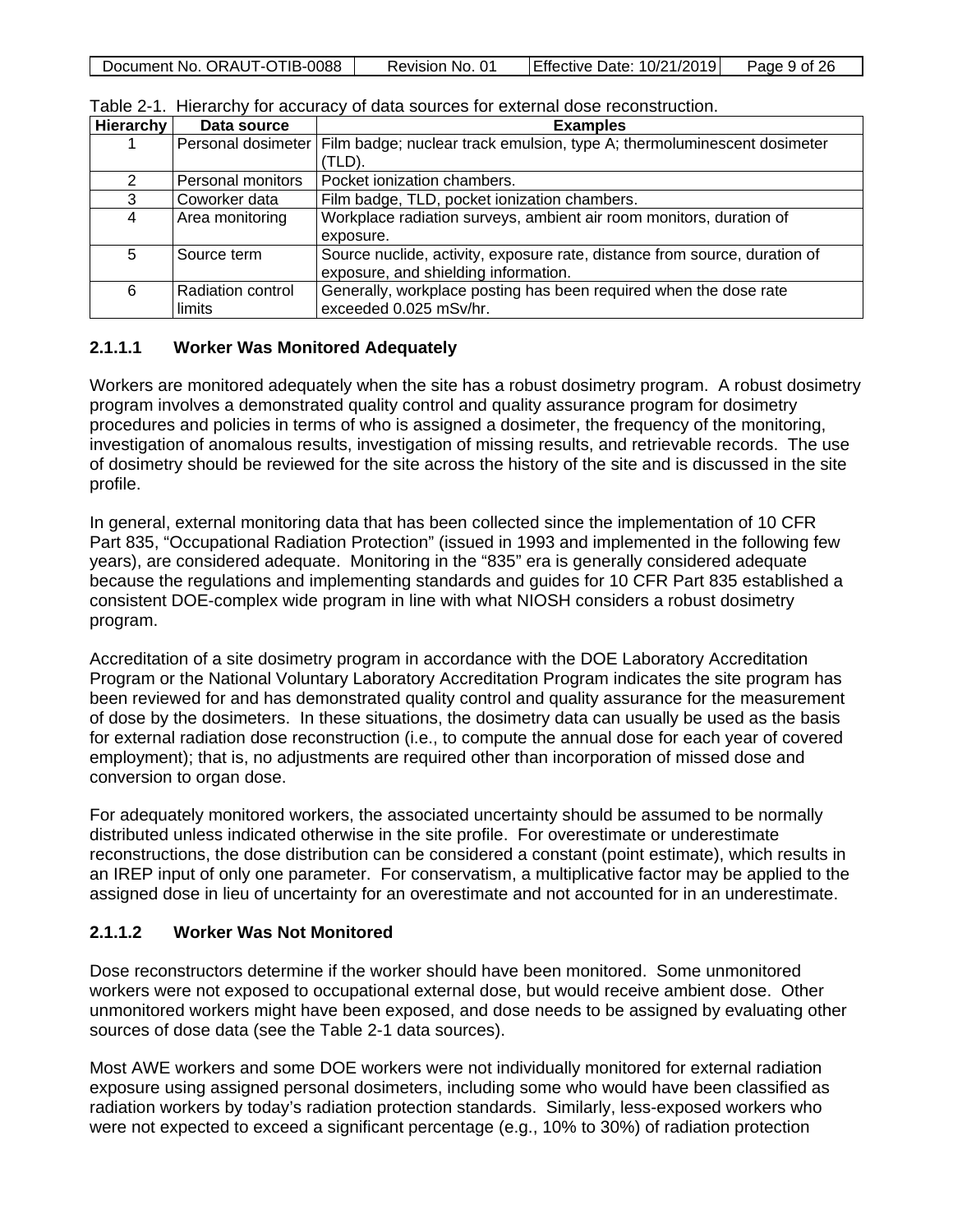Table 2-1. Hierarchy for accuracy of data sources for external dose reconstruction.

| Hierarchy | Data source | Examples |
|---|---|---|
| 1 | Personal dosimeter | Film badge; nuclear track emulsion, type A; thermoluminescent dosimeter (TLD). |
| 2 | Personal monitors | Pocket ionization chambers. |
| 3 | Coworker data | Film badge, TLD, pocket ionization chambers. |
| 4 | Area monitoring | Workplace radiation surveys, ambient air room monitors, duration of exposure. |
| 5 | Source term | Source nuclide, activity, exposure rate, distance from source, duration of exposure, and shielding information. |
| 6 | Radiation control limits | Generally, workplace posting has been required when the dose rate exceeded 0.025 mSv/hr. |

#### 2.1.1.1 Worker Was Monitored Adequately

Workers are monitored adequately when the site has a robust dosimetry program. A robust dosimetry program involves a demonstrated quality control and quality assurance program for dosimetry procedures and policies in terms of who is assigned a dosimeter, the frequency of the monitoring, investigation of anomalous results, investigation of missing results, and retrievable records. The use of dosimetry should be reviewed for the site across the history of the site and is discussed in the site profile.

In general, external monitoring data that has been collected since the implementation of 10 CFR Part 835, "Occupational Radiation Protection" (issued in 1993 and implemented in the following few years), are considered adequate. Monitoring in the "835" era is generally considered adequate because the regulations and implementing standards and guides for 10 CFR Part 835 established a consistent DOE-complex wide program in line with what NIOSH considers a robust dosimetry program.

Accreditation of a site dosimetry program in accordance with the DOE Laboratory Accreditation Program or the National Voluntary Laboratory Accreditation Program indicates the site program has been reviewed for and has demonstrated quality control and quality assurance for the measurement of dose by the dosimeters. In these situations, the dosimetry data can usually be used as the basis for external radiation dose reconstruction (i.e., to compute the annual dose for each year of covered employment); that is, no adjustments are required other than incorporation of missed dose and conversion to organ dose.

For adequately monitored workers, the associated uncertainty should be assumed to be normally distributed unless indicated otherwise in the site profile. For overestimate or underestimate reconstructions, the dose distribution can be considered a constant (point estimate), which results in an IREP input of only one parameter. For conservatism, a multiplicative factor may be applied to the assigned dose in lieu of uncertainty for an overestimate and not accounted for in an underestimate.

#### 2.1.1.2 Worker Was Not Monitored

Dose reconstructors determine if the worker should have been monitored. Some unmonitored workers were not exposed to occupational external dose, but would receive ambient dose. Other unmonitored workers might have been exposed, and dose needs to be assigned by evaluating other sources of dose data (see the Table 2-1 data sources).

Most AWE workers and some DOE workers were not individually monitored for external radiation exposure using assigned personal dosimeters, including some who would have been classified as radiation workers by today's radiation protection standards. Similarly, less-exposed workers who were not expected to exceed a significant percentage (e.g., 10% to 30%) of radiation protection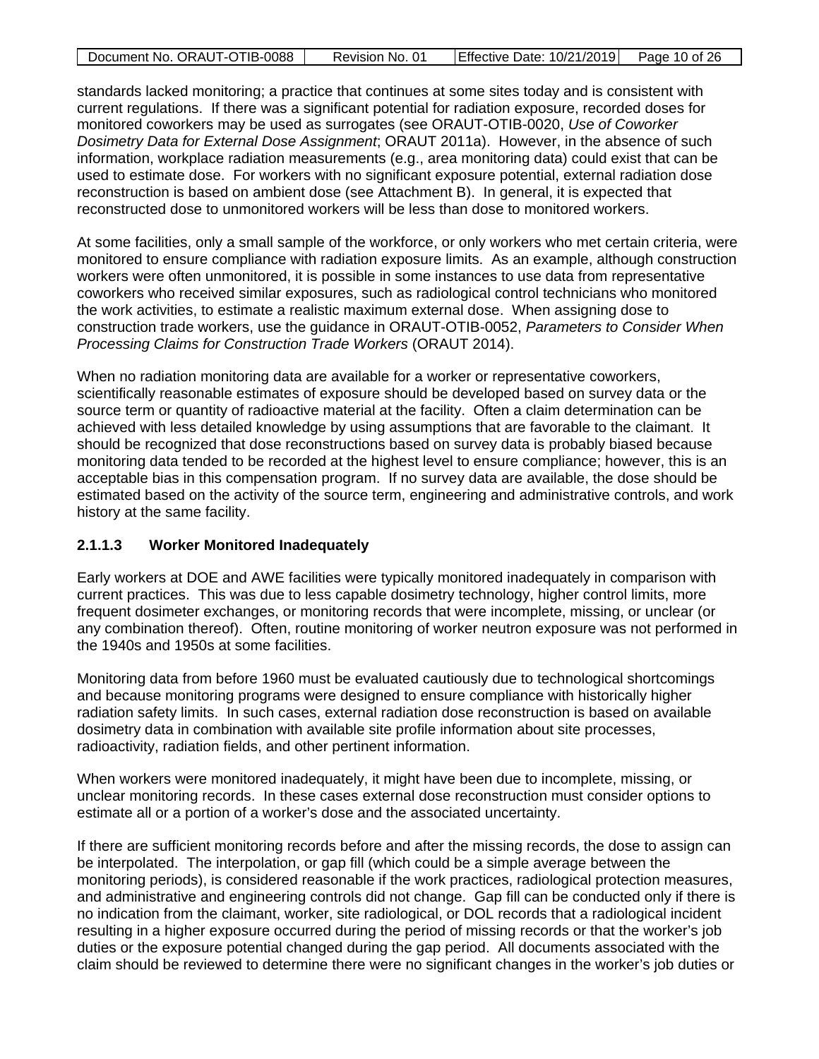standards lacked monitoring; a practice that continues at some sites today and is consistent with current regulations. If there was a significant potential for radiation exposure, recorded doses for monitored coworkers may be used as surrogates (see ORAUT-OTIB-0020, *Use of Coworker Dosimetry Data for External Dose Assignment*; ORAUT 2011a). However, in the absence of such information, workplace radiation measurements (e.g., area monitoring data) could exist that can be used to estimate dose. For workers with no significant exposure potential, external radiation dose reconstruction is based on ambient dose (see Attachment B). In general, it is expected that reconstructed dose to unmonitored workers will be less than dose to monitored workers.

At some facilities, only a small sample of the workforce, or only workers who met certain criteria, were monitored to ensure compliance with radiation exposure limits. As an example, although construction workers were often unmonitored, it is possible in some instances to use data from representative coworkers who received similar exposures, such as radiological control technicians who monitored the work activities, to estimate a realistic maximum external dose. When assigning dose to construction trade workers, use the guidance in ORAUT-OTIB-0052, *Parameters to Consider When Processing Claims for Construction Trade Workers* (ORAUT 2014).

When no radiation monitoring data are available for a worker or representative coworkers, scientifically reasonable estimates of exposure should be developed based on survey data or the source term or quantity of radioactive material at the facility. Often a claim determination can be achieved with less detailed knowledge by using assumptions that are favorable to the claimant. It should be recognized that dose reconstructions based on survey data is probably biased because monitoring data tended to be recorded at the highest level to ensure compliance; however, this is an acceptable bias in this compensation program. If no survey data are available, the dose should be estimated based on the activity of the source term, engineering and administrative controls, and work history at the same facility.

#### 2.1.1.3 Worker Monitored Inadequately

Early workers at DOE and AWE facilities were typically monitored inadequately in comparison with current practices. This was due to less capable dosimetry technology, higher control limits, more frequent dosimeter exchanges, or monitoring records that were incomplete, missing, or unclear (or any combination thereof). Often, routine monitoring of worker neutron exposure was not performed in the 1940s and 1950s at some facilities.

Monitoring data from before 1960 must be evaluated cautiously due to technological shortcomings and because monitoring programs were designed to ensure compliance with historically higher radiation safety limits. In such cases, external radiation dose reconstruction is based on available dosimetry data in combination with available site profile information about site processes, radioactivity, radiation fields, and other pertinent information.

When workers were monitored inadequately, it might have been due to incomplete, missing, or unclear monitoring records. In these cases external dose reconstruction must consider options to estimate all or a portion of a worker's dose and the associated uncertainty.

If there are sufficient monitoring records before and after the missing records, the dose to assign can be interpolated. The interpolation, or gap fill (which could be a simple average between the monitoring periods), is considered reasonable if the work practices, radiological protection measures, and administrative and engineering controls did not change. Gap fill can be conducted only if there is no indication from the claimant, worker, site radiological, or DOL records that a radiological incident resulting in a higher exposure occurred during the period of missing records or that the worker's job duties or the exposure potential changed during the gap period. All documents associated with the claim should be reviewed to determine there were no significant changes in the worker's job duties or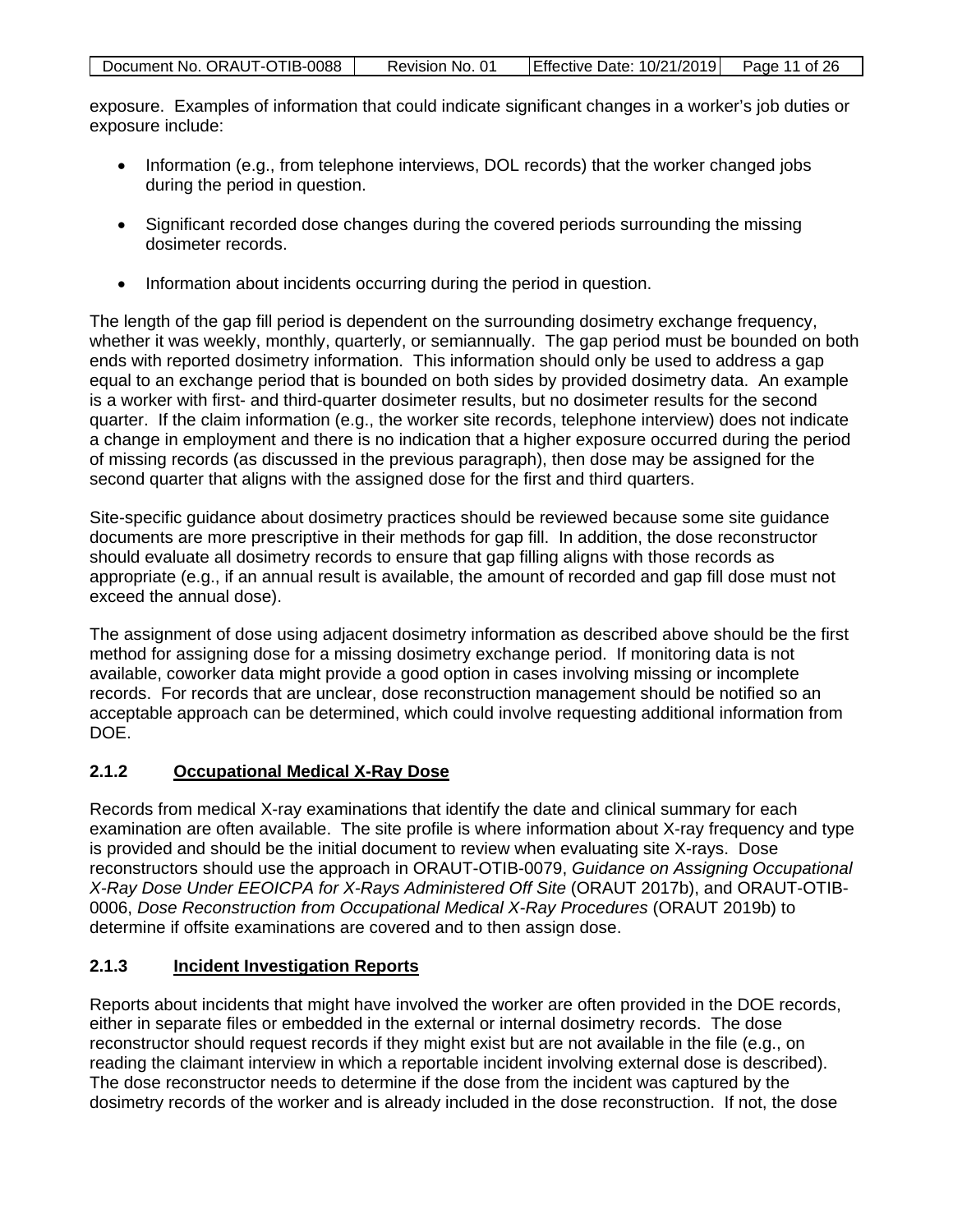exposure. Examples of information that could indicate significant changes in a worker's job duties or exposure include:

- Information (e.g., from telephone interviews, DOL records) that the worker changed jobs during the period in question.
- Significant recorded dose changes during the covered periods surrounding the missing dosimeter records.
- Information about incidents occurring during the period in question.

The length of the gap fill period is dependent on the surrounding dosimetry exchange frequency, whether it was weekly, monthly, quarterly, or semiannually. The gap period must be bounded on both ends with reported dosimetry information. This information should only be used to address a gap equal to an exchange period that is bounded on both sides by provided dosimetry data. An example is a worker with first- and third-quarter dosimeter results, but no dosimeter results for the second quarter. If the claim information (e.g., the worker site records, telephone interview) does not indicate a change in employment and there is no indication that a higher exposure occurred during the period of missing records (as discussed in the previous paragraph), then dose may be assigned for the second quarter that aligns with the assigned dose for the first and third quarters.

Site-specific guidance about dosimetry practices should be reviewed because some site guidance documents are more prescriptive in their methods for gap fill. In addition, the dose reconstructor should evaluate all dosimetry records to ensure that gap filling aligns with those records as appropriate (e.g., if an annual result is available, the amount of recorded and gap fill dose must not exceed the annual dose).

The assignment of dose using adjacent dosimetry information as described above should be the first method for assigning dose for a missing dosimetry exchange period. If monitoring data is not available, coworker data might provide a good option in cases involving missing or incomplete records. For records that are unclear, dose reconstruction management should be notified so an acceptable approach can be determined, which could involve requesting additional information from DOE.

### 2.1.2 Occupational Medical X-Ray Dose

Records from medical X-ray examinations that identify the date and clinical summary for each examination are often available. The site profile is where information about X-ray frequency and type is provided and should be the initial document to review when evaluating site X-rays. Dose reconstructors should use the approach in ORAUT-OTIB-0079, *Guidance on Assigning Occupational X-Ray Dose Under EEOICPA for X-Rays Administered Off Site* (ORAUT 2017b), and ORAUT-OTIB-0006, *Dose Reconstruction from Occupational Medical X-Ray Procedures* (ORAUT 2019b) to determine if offsite examinations are covered and to then assign dose.

### 2.1.3 Incident Investigation Reports

Reports about incidents that might have involved the worker are often provided in the DOE records, either in separate files or embedded in the external or internal dosimetry records. The dose reconstructor should request records if they might exist but are not available in the file (e.g., on reading the claimant interview in which a reportable incident involving external dose is described). The dose reconstructor needs to determine if the dose from the incident was captured by the dosimetry records of the worker and is already included in the dose reconstruction. If not, the dose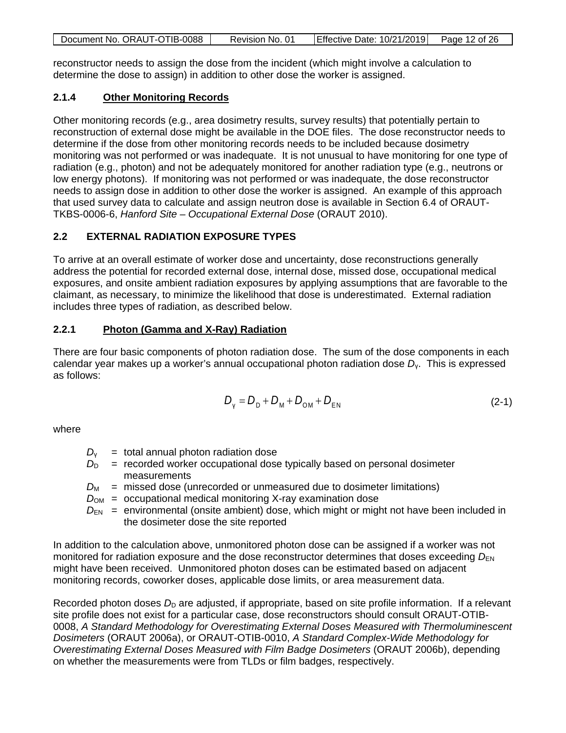reconstructor needs to assign the dose from the incident (which might involve a calculation to determine the dose to assign) in addition to other dose the worker is assigned.

### 2.1.4 Other Monitoring Records

Other monitoring records (e.g., area dosimetry results, survey results) that potentially pertain to reconstruction of external dose might be available in the DOE files. The dose reconstructor needs to determine if the dose from other monitoring records needs to be included because dosimetry monitoring was not performed or was inadequate. It is not unusual to have monitoring for one type of radiation (e.g., photon) and not be adequately monitored for another radiation type (e.g., neutrons or low energy photons). If monitoring was not performed or was inadequate, the dose reconstructor needs to assign dose in addition to other dose the worker is assigned. An example of this approach that used survey data to calculate and assign neutron dose is available in Section 6.4 of ORAUT-TKBS-0006-6, *Hanford Site – Occupational External Dose* (ORAUT 2010).

## 2.2 EXTERNAL RADIATION EXPOSURE TYPES

To arrive at an overall estimate of worker dose and uncertainty, dose reconstructions generally address the potential for recorded external dose, internal dose, missed dose, occupational medical exposures, and onsite ambient radiation exposures by applying assumptions that are favorable to the claimant, as necessary, to minimize the likelihood that dose is underestimated. External radiation includes three types of radiation, as described below.

### 2.2.1 Photon (Gamma and X-Ray) Radiation

There are four basic components of photon radiation dose. The sum of the dose components in each calendar year makes up a worker's annual occupational photon radiation dose $D_\gamma$. This is expressed as follows:

$$D_\gamma = D_D + D_M + D_{OM} + D_{EN} \tag{2-1}$$

where

- $D_\gamma$ = total annual photon radiation dose
- $D_D$ = recorded worker occupational dose typically based on personal dosimeter measurements
- $D_M$ = missed dose (unrecorded or unmeasured due to dosimeter limitations)
- $D_{OM}$ = occupational medical monitoring X-ray examination dose
- $D_{EN}$ = environmental (onsite ambient) dose, which might or might not have been included in the dosimeter dose the site reported

In addition to the calculation above, unmonitored photon dose can be assigned if a worker was not monitored for radiation exposure and the dose reconstructor determines that doses exceeding $D_{EN}$ might have been received. Unmonitored photon doses can be estimated based on adjacent monitoring records, coworker doses, applicable dose limits, or area measurement data.

Recorded photon doses $D_D$ are adjusted, if appropriate, based on site profile information. If a relevant site profile does not exist for a particular case, dose reconstructors should consult ORAUT-OTIB-0008, *A Standard Methodology for Overestimating External Doses Measured with Thermoluminescent Dosimeters* (ORAUT 2006a), or ORAUT-OTIB-0010, *A Standard Complex-Wide Methodology for Overestimating External Doses Measured with Film Badge Dosimeters* (ORAUT 2006b), depending on whether the measurements were from TLDs or film badges, respectively.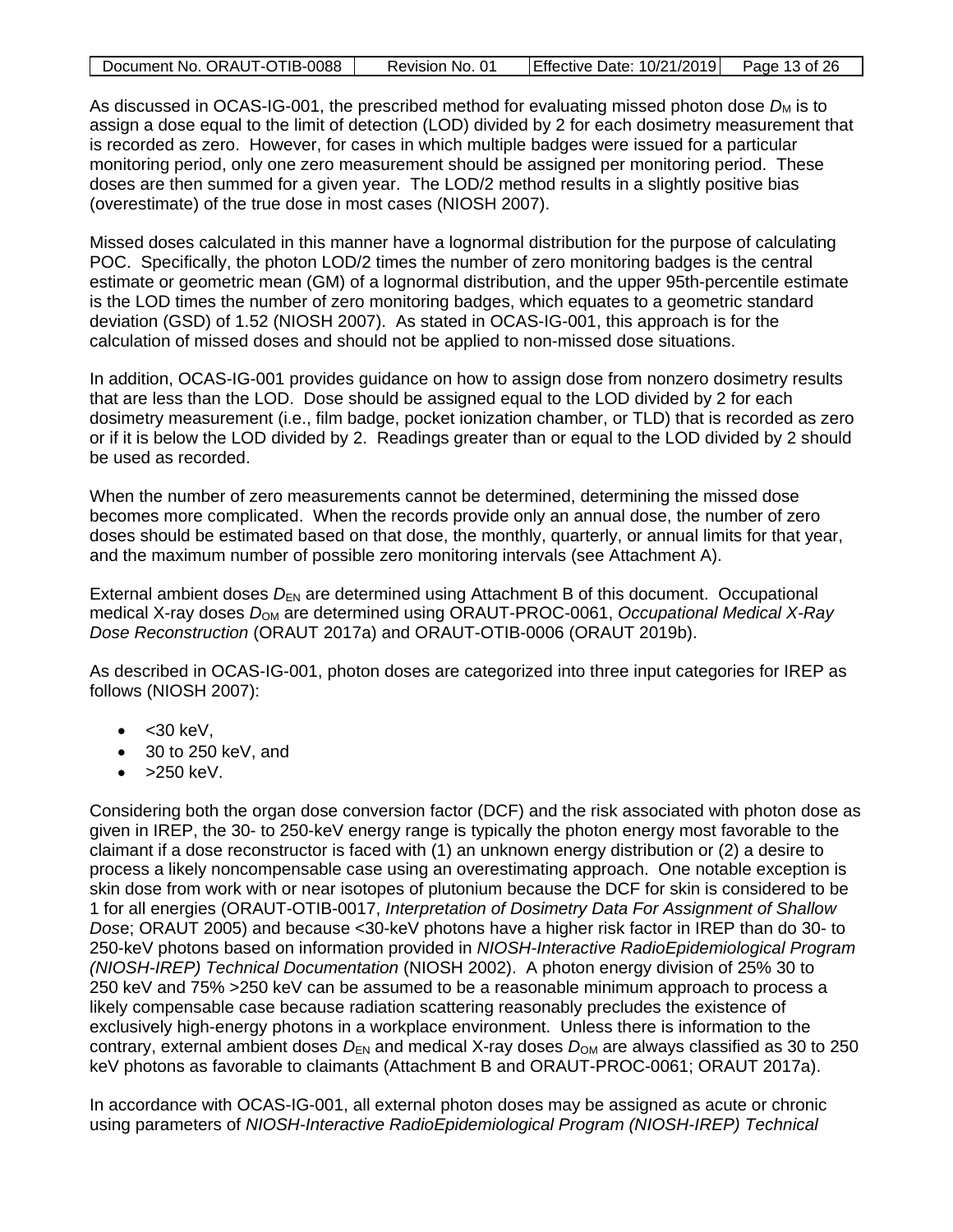As discussed in OCAS-IG-001, the prescribed method for evaluating missed photon dose $D_M$ is to assign a dose equal to the limit of detection (LOD) divided by 2 for each dosimetry measurement that is recorded as zero. However, for cases in which multiple badges were issued for a particular monitoring period, only one zero measurement should be assigned per monitoring period. These doses are then summed for a given year. The LOD/2 method results in a slightly positive bias (overestimate) of the true dose in most cases (NIOSH 2007).

Missed doses calculated in this manner have a lognormal distribution for the purpose of calculating POC. Specifically, the photon LOD/2 times the number of zero monitoring badges is the central estimate or geometric mean (GM) of a lognormal distribution, and the upper 95th-percentile estimate is the LOD times the number of zero monitoring badges, which equates to a geometric standard deviation (GSD) of 1.52 (NIOSH 2007). As stated in OCAS-IG-001, this approach is for the calculation of missed doses and should not be applied to non-missed dose situations.

In addition, OCAS-IG-001 provides guidance on how to assign dose from nonzero dosimetry results that are less than the LOD. Dose should be assigned equal to the LOD divided by 2 for each dosimetry measurement (i.e., film badge, pocket ionization chamber, or TLD) that is recorded as zero or if it is below the LOD divided by 2. Readings greater than or equal to the LOD divided by 2 should be used as recorded.

When the number of zero measurements cannot be determined, determining the missed dose becomes more complicated. When the records provide only an annual dose, the number of zero doses should be estimated based on that dose, the monthly, quarterly, or annual limits for that year, and the maximum number of possible zero monitoring intervals (see Attachment A).

External ambient doses $D_{EN}$ are determined using Attachment B of this document. Occupational medical X-ray doses $D_{OM}$ are determined using ORAUT-PROC-0061, *Occupational Medical X-Ray Dose Reconstruction* (ORAUT 2017a) and ORAUT-OTIB-0006 (ORAUT 2019b).

As described in OCAS-IG-001, photon doses are categorized into three input categories for IREP as follows (NIOSH 2007):

- <30 keV,
- 30 to 250 keV, and
- >250 keV.

Considering both the organ dose conversion factor (DCF) and the risk associated with photon dose as given in IREP, the 30- to 250-keV energy range is typically the photon energy most favorable to the claimant if a dose reconstructor is faced with (1) an unknown energy distribution or (2) a desire to process a likely noncompensable case using an overestimating approach. One notable exception is skin dose from work with or near isotopes of plutonium because the DCF for skin is considered to be 1 for all energies (ORAUT-OTIB-0017, *Interpretation of Dosimetry Data For Assignment of Shallow Dose*; ORAUT 2005) and because <30-keV photons have a higher risk factor in IREP than do 30- to 250-keV photons based on information provided in *NIOSH-Interactive RadioEpidemiological Program (NIOSH-IREP) Technical Documentation* (NIOSH 2002). A photon energy division of 25% 30 to 250 keV and 75% >250 keV can be assumed to be a reasonable minimum approach to process a likely compensable case because radiation scattering reasonably precludes the existence of exclusively high-energy photons in a workplace environment. Unless there is information to the contrary, external ambient doses $D_{EN}$ and medical X-ray doses $D_{OM}$ are always classified as 30 to 250 keV photons as favorable to claimants (Attachment B and ORAUT-PROC-0061; ORAUT 2017a).

In accordance with OCAS-IG-001, all external photon doses may be assigned as acute or chronic using parameters of *NIOSH-Interactive RadioEpidemiological Program (NIOSH-IREP) Technical*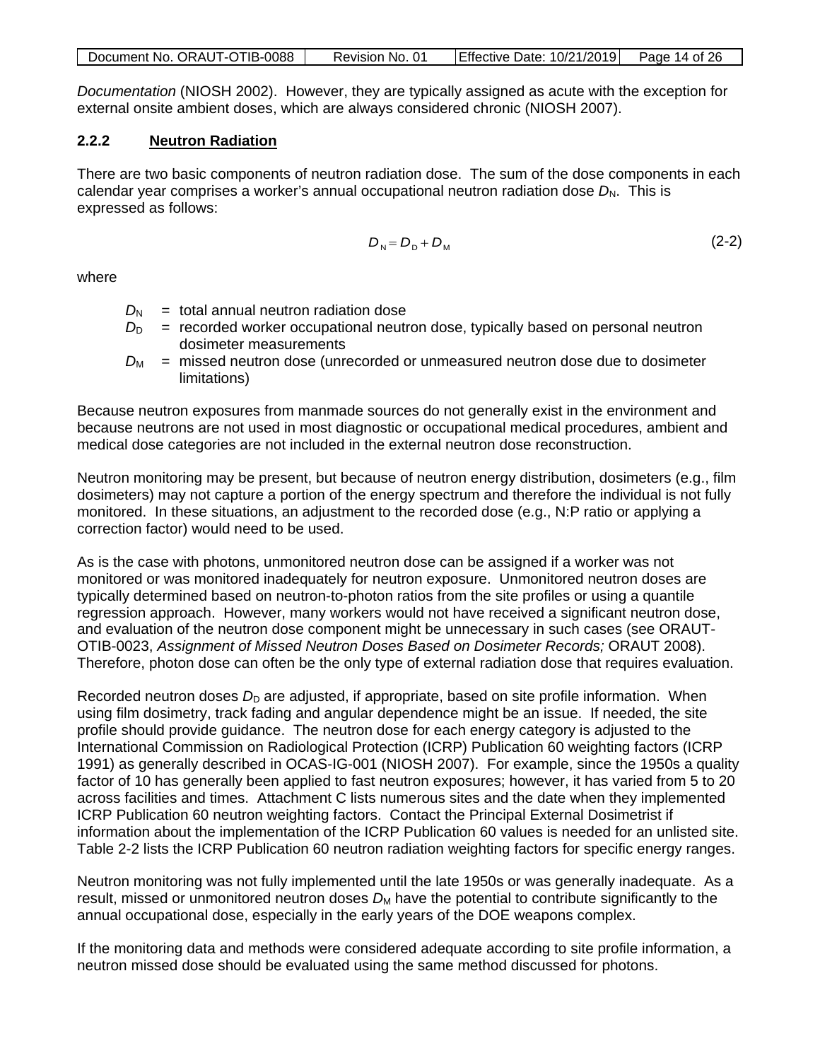*Documentation* (NIOSH 2002). However, they are typically assigned as acute with the exception for external onsite ambient doses, which are always considered chronic (NIOSH 2007).

### 2.2.2 Neutron Radiation

There are two basic components of neutron radiation dose. The sum of the dose components in each calendar year comprises a worker's annual occupational neutron radiation dose $D_N$. This is expressed as follows:

$$D_N = D_D + D_M \tag{2-2}$$

where

- $D_N$ = total annual neutron radiation dose
- $D_D$ = recorded worker occupational neutron dose, typically based on personal neutron dosimeter measurements
- $D_M$ = missed neutron dose (unrecorded or unmeasured neutron dose due to dosimeter limitations)

Because neutron exposures from manmade sources do not generally exist in the environment and because neutrons are not used in most diagnostic or occupational medical procedures, ambient and medical dose categories are not included in the external neutron dose reconstruction.

Neutron monitoring may be present, but because of neutron energy distribution, dosimeters (e.g., film dosimeters) may not capture a portion of the energy spectrum and therefore the individual is not fully monitored. In these situations, an adjustment to the recorded dose (e.g., N:P ratio or applying a correction factor) would need to be used.

As is the case with photons, unmonitored neutron dose can be assigned if a worker was not monitored or was monitored inadequately for neutron exposure. Unmonitored neutron doses are typically determined based on neutron-to-photon ratios from the site profiles or using a quantile regression approach. However, many workers would not have received a significant neutron dose, and evaluation of the neutron dose component might be unnecessary in such cases (see ORAUT-OTIB-0023, *Assignment of Missed Neutron Doses Based on Dosimeter Records;* ORAUT 2008). Therefore, photon dose can often be the only type of external radiation dose that requires evaluation.

Recorded neutron doses $D_D$ are adjusted, if appropriate, based on site profile information. When using film dosimetry, track fading and angular dependence might be an issue. If needed, the site profile should provide guidance. The neutron dose for each energy category is adjusted to the International Commission on Radiological Protection (ICRP) Publication 60 weighting factors (ICRP 1991) as generally described in OCAS-IG-001 (NIOSH 2007). For example, since the 1950s a quality factor of 10 has generally been applied to fast neutron exposures; however, it has varied from 5 to 20 across facilities and times. Attachment C lists numerous sites and the date when they implemented ICRP Publication 60 neutron weighting factors. Contact the Principal External Dosimetrist if information about the implementation of the ICRP Publication 60 values is needed for an unlisted site. Table 2-2 lists the ICRP Publication 60 neutron radiation weighting factors for specific energy ranges.

Neutron monitoring was not fully implemented until the late 1950s or was generally inadequate. As a result, missed or unmonitored neutron doses $D_M$ have the potential to contribute significantly to the annual occupational dose, especially in the early years of the DOE weapons complex.

If the monitoring data and methods were considered adequate according to site profile information, a neutron missed dose should be evaluated using the same method discussed for photons.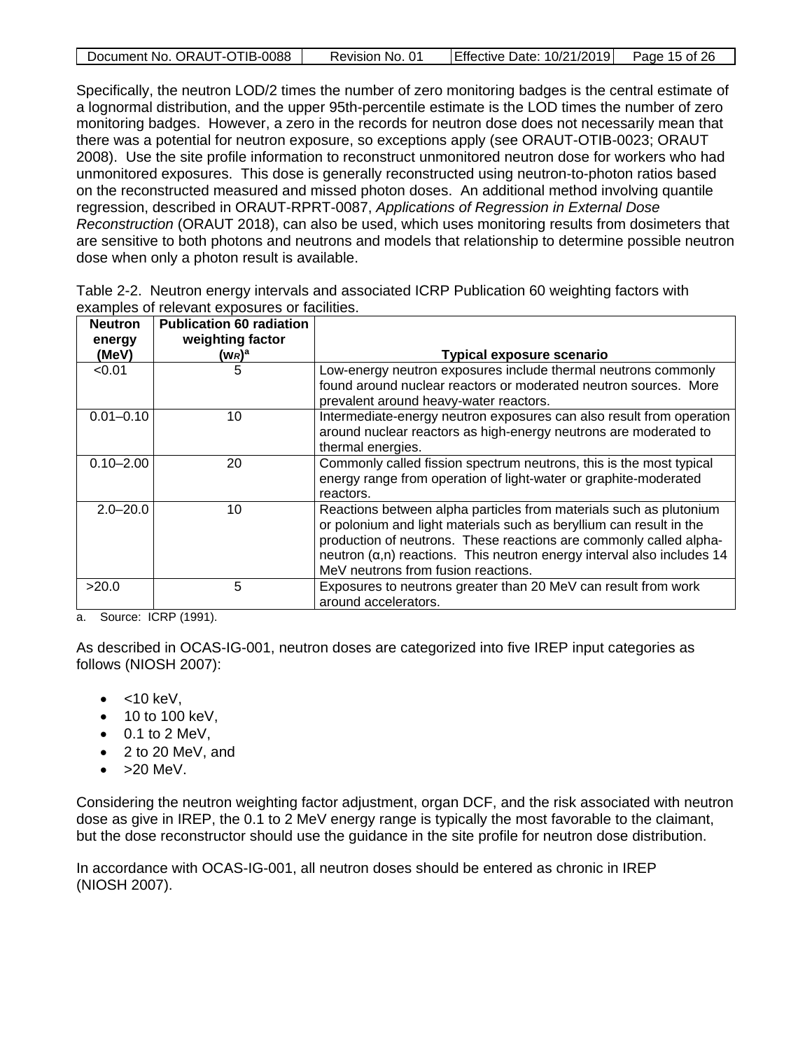Specifically, the neutron LOD/2 times the number of zero monitoring badges is the central estimate of a lognormal distribution, and the upper 95th-percentile estimate is the LOD times the number of zero monitoring badges. However, a zero in the records for neutron dose does not necessarily mean that there was a potential for neutron exposure, so exceptions apply (see ORAUT-OTIB-0023; ORAUT 2008). Use the site profile information to reconstruct unmonitored neutron dose for workers who had unmonitored exposures. This dose is generally reconstructed using neutron-to-photon ratios based on the reconstructed measured and missed photon doses. An additional method involving quantile regression, described in ORAUT-RPRT-0087, *Applications of Regression in External Dose Reconstruction* (ORAUT 2018), can also be used, which uses monitoring results from dosimeters that are sensitive to both photons and neutrons and models that relationship to determine possible neutron dose when only a photon result is available.

Table 2-2. Neutron energy intervals and associated ICRP Publication 60 weighting factors with examples of relevant exposures or facilities.

| Neutron energy (MeV) | Publication 60 radiation weighting factor ($w_R$)[a] | Typical exposure scenario |
|---|---|---|
| <0.01 | 5 | Low-energy neutron exposures include thermal neutrons commonly found around nuclear reactors or moderated neutron sources. More prevalent around heavy-water reactors. |
| 0.01–0.10 | 10 | Intermediate-energy neutron exposures can also result from operation around nuclear reactors as high-energy neutrons are moderated to thermal energies. |
| 0.10–2.00 | 20 | Commonly called fission spectrum neutrons, this is the most typical energy range from operation of light-water or graphite-moderated reactors. |
| 2.0–20.0 | 10 | Reactions between alpha particles from materials such as plutonium or polonium and light materials such as beryllium can result in the production of neutrons. These reactions are commonly called alpha-neutron (α,n) reactions. This neutron energy interval also includes 14 MeV neutrons from fusion reactions. |
| >20.0 | 5 | Exposures to neutrons greater than 20 MeV can result from work around accelerators. |

a. Source: ICRP (1991).

As described in OCAS-IG-001, neutron doses are categorized into five IREP input categories as follows (NIOSH 2007):

- <10 keV,
- 10 to 100 keV,
- 0.1 to 2 MeV,
- 2 to 20 MeV, and
- >20 MeV.

Considering the neutron weighting factor adjustment, organ DCF, and the risk associated with neutron dose as give in IREP, the 0.1 to 2 MeV energy range is typically the most favorable to the claimant, but the dose reconstructor should use the guidance in the site profile for neutron dose distribution.

In accordance with OCAS-IG-001, all neutron doses should be entered as chronic in IREP (NIOSH 2007).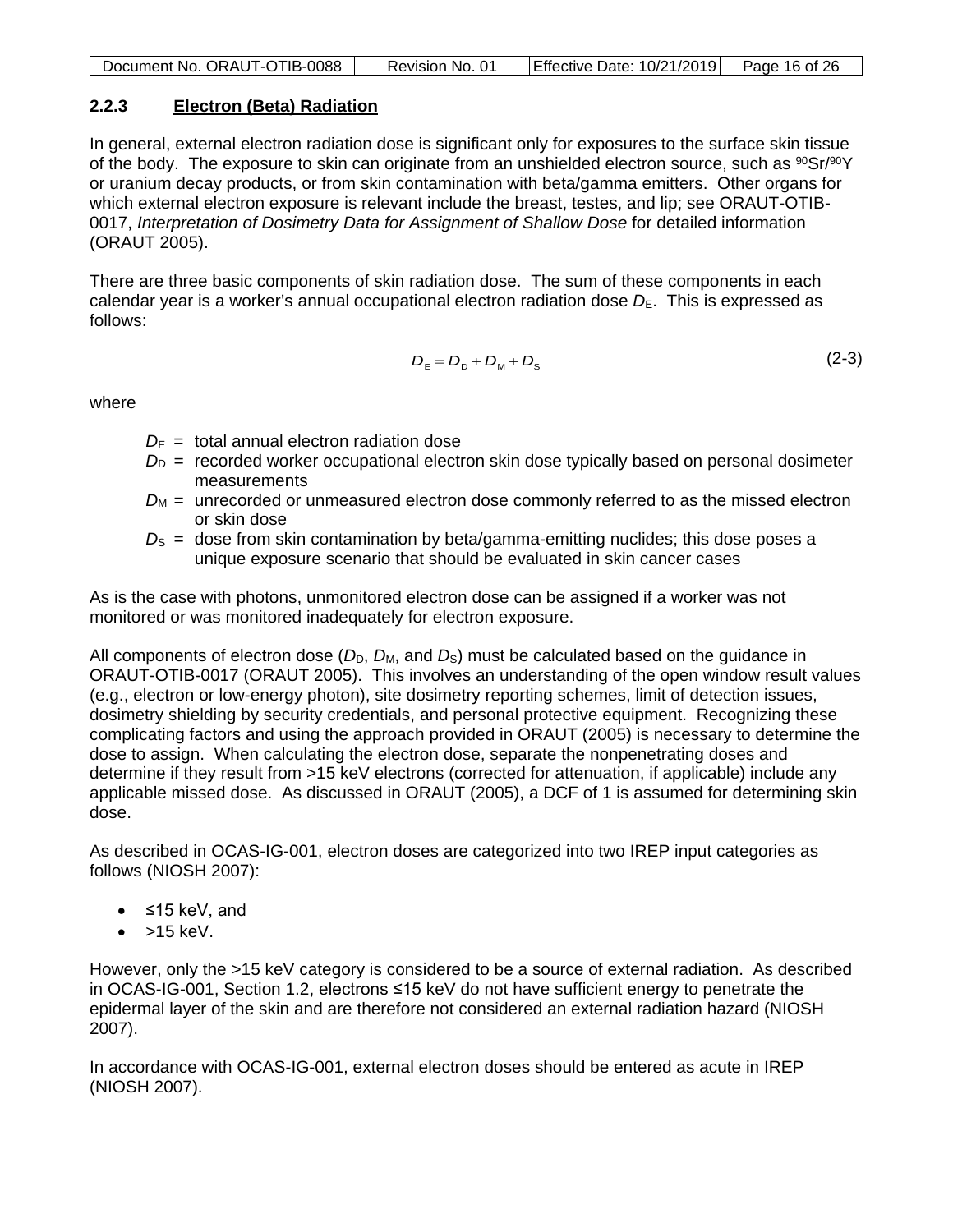### 2.2.3 Electron (Beta) Radiation

In general, external electron radiation dose is significant only for exposures to the surface skin tissue of the body. The exposure to skin can originate from an unshielded electron source, such as $^{90}Sr/^{90}Y$ or uranium decay products, or from skin contamination with beta/gamma emitters. Other organs for which external electron exposure is relevant include the breast, testes, and lip; see ORAUT-OTIB-0017, *Interpretation of Dosimetry Data for Assignment of Shallow Dose* for detailed information (ORAUT 2005).

There are three basic components of skin radiation dose. The sum of these components in each calendar year is a worker's annual occupational electron radiation dose $D_E$. This is expressed as follows:

$$D_E = D_D + D_M + D_S \tag{2-3}$$

where

- $D_E$ = total annual electron radiation dose
- $D_D$ = recorded worker occupational electron skin dose typically based on personal dosimeter measurements
- $D_M$ = unrecorded or unmeasured electron dose commonly referred to as the missed electron or skin dose
- $D_S$ = dose from skin contamination by beta/gamma-emitting nuclides; this dose poses a unique exposure scenario that should be evaluated in skin cancer cases

As is the case with photons, unmonitored electron dose can be assigned if a worker was not monitored or was monitored inadequately for electron exposure.

All components of electron dose ($D_D$, $D_M$, and $D_S$) must be calculated based on the guidance in ORAUT-OTIB-0017 (ORAUT 2005). This involves an understanding of the open window result values (e.g., electron or low-energy photon), site dosimetry reporting schemes, limit of detection issues, dosimetry shielding by security credentials, and personal protective equipment. Recognizing these complicating factors and using the approach provided in ORAUT (2005) is necessary to determine the dose to assign. When calculating the electron dose, separate the nonpenetrating doses and determine if they result from >15 keV electrons (corrected for attenuation, if applicable) include any applicable missed dose. As discussed in ORAUT (2005), a DCF of 1 is assumed for determining skin dose.

As described in OCAS-IG-001, electron doses are categorized into two IREP input categories as follows (NIOSH 2007):

- ≤15 keV, and
- >15 keV.

However, only the >15 keV category is considered to be a source of external radiation. As described in OCAS-IG-001, Section 1.2, electrons ≤15 keV do not have sufficient energy to penetrate the epidermal layer of the skin and are therefore not considered an external radiation hazard (NIOSH 2007).

In accordance with OCAS-IG-001, external electron doses should be entered as acute in IREP (NIOSH 2007).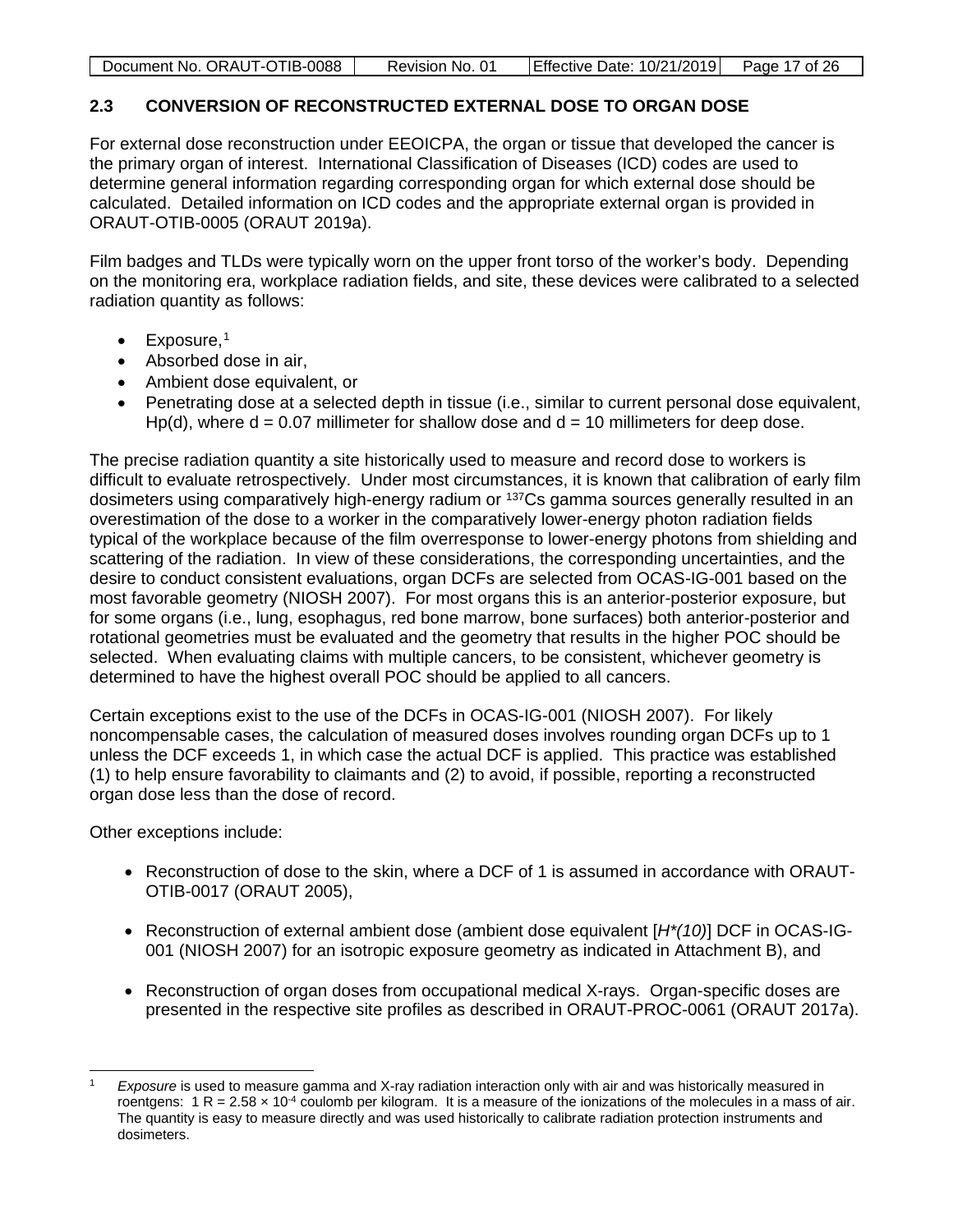## 2.3 CONVERSION OF RECONSTRUCTED EXTERNAL DOSE TO ORGAN DOSE

For external dose reconstruction under EEOICPA, the organ or tissue that developed the cancer is the primary organ of interest. International Classification of Diseases (ICD) codes are used to determine general information regarding corresponding organ for which external dose should be calculated. Detailed information on ICD codes and the appropriate external organ is provided in ORAUT-OTIB-0005 (ORAUT 2019a).

Film badges and TLDs were typically worn on the upper front torso of the worker's body. Depending on the monitoring era, workplace radiation fields, and site, these devices were calibrated to a selected radiation quantity as follows:

- Exposure,[1]
- Absorbed dose in air,
- Ambient dose equivalent, or
- Penetrating dose at a selected depth in tissue (i.e., similar to current personal dose equivalent, Hp(d), where d = 0.07 millimeter for shallow dose and d = 10 millimeters for deep dose.

The precise radiation quantity a site historically used to measure and record dose to workers is difficult to evaluate retrospectively. Under most circumstances, it is known that calibration of early film dosimeters using comparatively high-energy radium or $^{137}$Cs gamma sources generally resulted in an overestimation of the dose to a worker in the comparatively lower-energy photon radiation fields typical of the workplace because of the film overresponse to lower-energy photons from shielding and scattering of the radiation. In view of these considerations, the corresponding uncertainties, and the desire to conduct consistent evaluations, organ DCFs are selected from OCAS-IG-001 based on the most favorable geometry (NIOSH 2007). For most organs this is an anterior-posterior exposure, but for some organs (i.e., lung, esophagus, red bone marrow, bone surfaces) both anterior-posterior and rotational geometries must be evaluated and the geometry that results in the higher POC should be selected. When evaluating claims with multiple cancers, to be consistent, whichever geometry is determined to have the highest overall POC should be applied to all cancers.

Certain exceptions exist to the use of the DCFs in OCAS-IG-001 (NIOSH 2007). For likely noncompensable cases, the calculation of measured doses involves rounding organ DCFs up to 1 unless the DCF exceeds 1, in which case the actual DCF is applied. This practice was established (1) to help ensure favorability to claimants and (2) to avoid, if possible, reporting a reconstructed organ dose less than the dose of record.

Other exceptions include:

- Reconstruction of dose to the skin, where a DCF of 1 is assumed in accordance with ORAUT-OTIB-0017 (ORAUT 2005),
- Reconstruction of external ambient dose (ambient dose equivalent [*H\*(10)*] DCF in OCAS-IG-001 (NIOSH 2007) for an isotropic exposure geometry as indicated in Attachment B), and
- Reconstruction of organ doses from occupational medical X-rays. Organ-specific doses are presented in the respective site profiles as described in ORAUT-PROC-0061 (ORAUT 2017a).

---

[1] *Exposure* is used to measure gamma and X-ray radiation interaction only with air and was historically measured in roentgens: 1 R = $2.58 \times 10^{-4}$ coulomb per kilogram. It is a measure of the ionizations of the molecules in a mass of air. The quantity is easy to measure directly and was used historically to calibrate radiation protection instruments and dosimeters.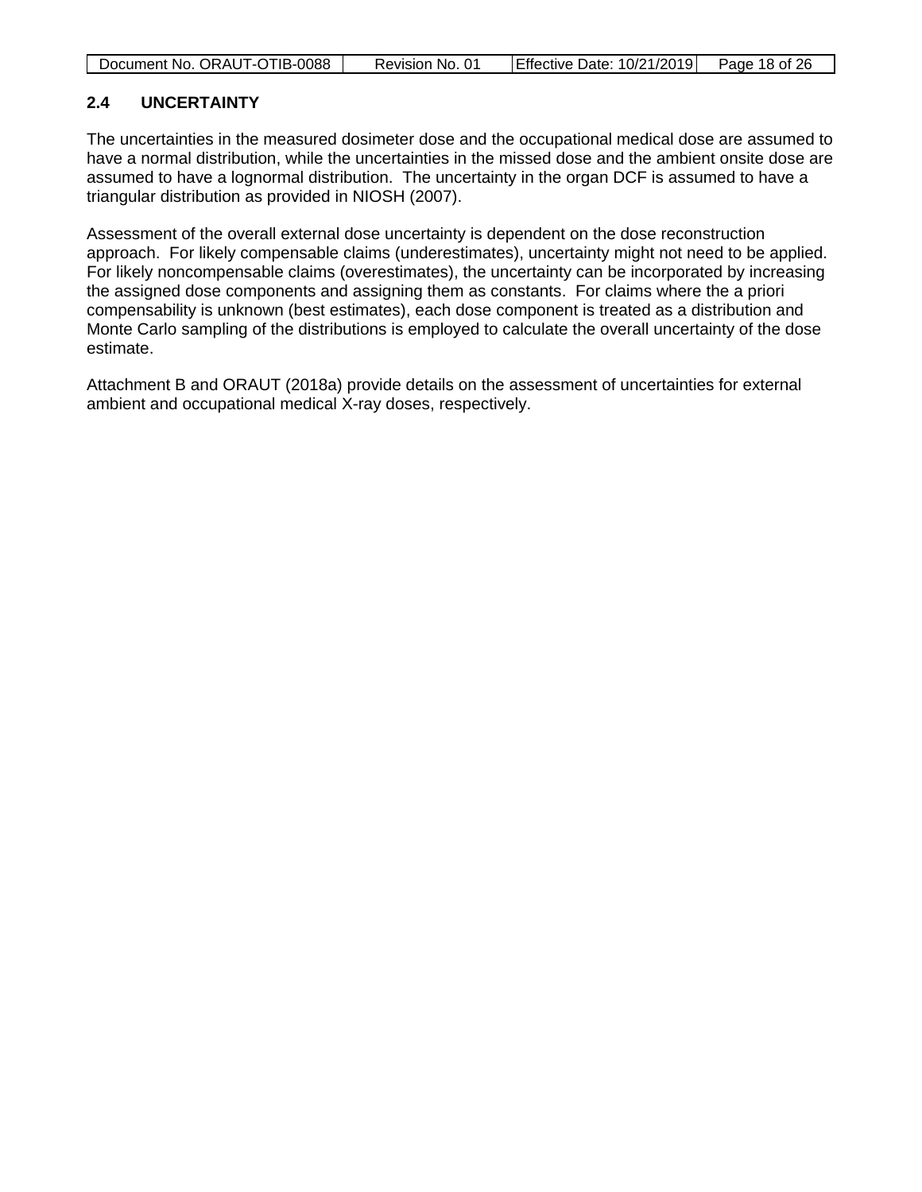## 2.4 UNCERTAINTY

The uncertainties in the measured dosimeter dose and the occupational medical dose are assumed to have a normal distribution, while the uncertainties in the missed dose and the ambient onsite dose are assumed to have a lognormal distribution. The uncertainty in the organ DCF is assumed to have a triangular distribution as provided in NIOSH (2007).

Assessment of the overall external dose uncertainty is dependent on the dose reconstruction approach. For likely compensable claims (underestimates), uncertainty might not need to be applied. For likely noncompensable claims (overestimates), the uncertainty can be incorporated by increasing the assigned dose components and assigning them as constants. For claims where the a priori compensability is unknown (best estimates), each dose component is treated as a distribution and Monte Carlo sampling of the distributions is employed to calculate the overall uncertainty of the dose estimate.

Attachment B and ORAUT (2018a) provide details on the assessment of uncertainties for external ambient and occupational medical X-ray doses, respectively.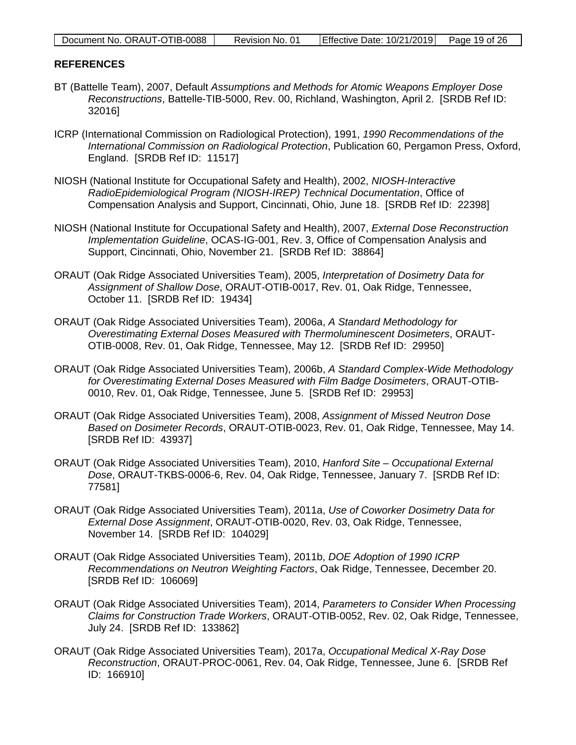## REFERENCES

BT (Battelle Team), 2007, Default *Assumptions and Methods for Atomic Weapons Employer Dose Reconstructions*, Battelle-TIB-5000, Rev. 00, Richland, Washington, April 2. [SRDB Ref ID: 32016]

ICRP (International Commission on Radiological Protection), 1991, *1990 Recommendations of the International Commission on Radiological Protection*, Publication 60, Pergamon Press, Oxford, England. [SRDB Ref ID: 11517]

NIOSH (National Institute for Occupational Safety and Health), 2002, *NIOSH-Interactive RadioEpidemiological Program (NIOSH-IREP) Technical Documentation*, Office of Compensation Analysis and Support, Cincinnati, Ohio, June 18. [SRDB Ref ID: 22398]

NIOSH (National Institute for Occupational Safety and Health), 2007, *External Dose Reconstruction Implementation Guideline*, OCAS-IG-001, Rev. 3, Office of Compensation Analysis and Support, Cincinnati, Ohio, November 21. [SRDB Ref ID: 38864]

ORAUT (Oak Ridge Associated Universities Team), 2005, *Interpretation of Dosimetry Data for Assignment of Shallow Dose*, ORAUT-OTIB-0017, Rev. 01, Oak Ridge, Tennessee, October 11. [SRDB Ref ID: 19434]

ORAUT (Oak Ridge Associated Universities Team), 2006a, *A Standard Methodology for Overestimating External Doses Measured with Thermoluminescent Dosimeters*, ORAUT-OTIB-0008, Rev. 01, Oak Ridge, Tennessee, May 12. [SRDB Ref ID: 29950]

ORAUT (Oak Ridge Associated Universities Team), 2006b, *A Standard Complex-Wide Methodology for Overestimating External Doses Measured with Film Badge Dosimeters*, ORAUT-OTIB-0010, Rev. 01, Oak Ridge, Tennessee, June 5. [SRDB Ref ID: 29953]

ORAUT (Oak Ridge Associated Universities Team), 2008, *Assignment of Missed Neutron Dose Based on Dosimeter Records*, ORAUT-OTIB-0023, Rev. 01, Oak Ridge, Tennessee, May 14. [SRDB Ref ID: 43937]

ORAUT (Oak Ridge Associated Universities Team), 2010, *Hanford Site – Occupational External Dose*, ORAUT-TKBS-0006-6, Rev. 04, Oak Ridge, Tennessee, January 7. [SRDB Ref ID: 77581]

ORAUT (Oak Ridge Associated Universities Team), 2011a, *Use of Coworker Dosimetry Data for External Dose Assignment*, ORAUT-OTIB-0020, Rev. 03, Oak Ridge, Tennessee, November 14. [SRDB Ref ID: 104029]

ORAUT (Oak Ridge Associated Universities Team), 2011b, *DOE Adoption of 1990 ICRP Recommendations on Neutron Weighting Factors*, Oak Ridge, Tennessee, December 20. [SRDB Ref ID: 106069]

ORAUT (Oak Ridge Associated Universities Team), 2014, *Parameters to Consider When Processing Claims for Construction Trade Workers*, ORAUT-OTIB-0052, Rev. 02, Oak Ridge, Tennessee, July 24. [SRDB Ref ID: 133862]

ORAUT (Oak Ridge Associated Universities Team), 2017a, *Occupational Medical X-Ray Dose Reconstruction*, ORAUT-PROC-0061, Rev. 04, Oak Ridge, Tennessee, June 6. [SRDB Ref ID: 166910]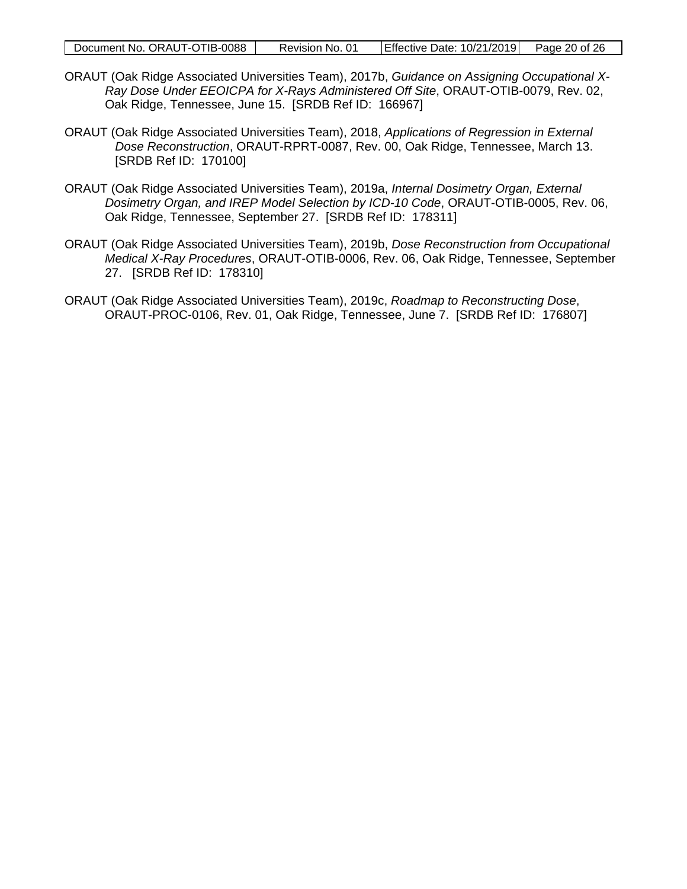ORAUT (Oak Ridge Associated Universities Team), 2017b, *Guidance on Assigning Occupational X-Ray Dose Under EEOICPA for X-Rays Administered Off Site*, ORAUT-OTIB-0079, Rev. 02, Oak Ridge, Tennessee, June 15. [SRDB Ref ID: 166967]

ORAUT (Oak Ridge Associated Universities Team), 2018, *Applications of Regression in External Dose Reconstruction*, ORAUT-RPRT-0087, Rev. 00, Oak Ridge, Tennessee, March 13. [SRDB Ref ID: 170100]

ORAUT (Oak Ridge Associated Universities Team), 2019a, *Internal Dosimetry Organ, External Dosimetry Organ, and IREP Model Selection by ICD-10 Code*, ORAUT-OTIB-0005, Rev. 06, Oak Ridge, Tennessee, September 27. [SRDB Ref ID: 178311]

ORAUT (Oak Ridge Associated Universities Team), 2019b, *Dose Reconstruction from Occupational Medical X-Ray Procedures*, ORAUT-OTIB-0006, Rev. 06, Oak Ridge, Tennessee, September 27. [SRDB Ref ID: 178310]

ORAUT (Oak Ridge Associated Universities Team), 2019c, *Roadmap to Reconstructing Dose*, ORAUT-PROC-0106, Rev. 01, Oak Ridge, Tennessee, June 7. [SRDB Ref ID: 176807]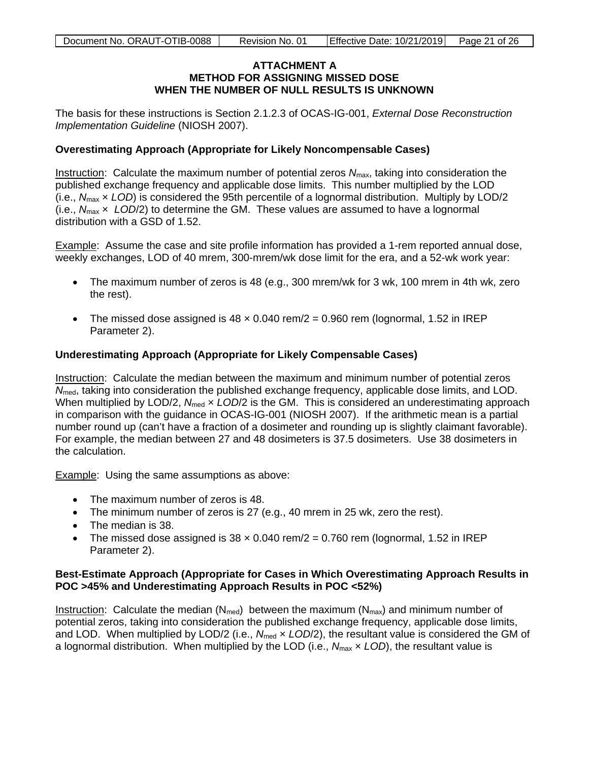# ATTACHMENT A
## METHOD FOR ASSIGNING MISSED DOSE WHEN THE NUMBER OF NULL RESULTS IS UNKNOWN

The basis for these instructions is Section 2.1.2.3 of OCAS-IG-001, *External Dose Reconstruction Implementation Guideline* (NIOSH 2007).

**Overestimating Approach (Appropriate for Likely Noncompensable Cases)**

Instruction: Calculate the maximum number of potential zeros $N_{max}$, taking into consideration the published exchange frequency and applicable dose limits. This number multiplied by the LOD (i.e., $N_{max} \times LOD$) is considered the 95th percentile of a lognormal distribution. Multiply by LOD/2 (i.e., $N_{max} \times LOD/2$) to determine the GM. These values are assumed to have a lognormal distribution with a GSD of 1.52.

Example: Assume the case and site profile information has provided a 1-rem reported annual dose, weekly exchanges, LOD of 40 mrem, 300-mrem/wk dose limit for the era, and a 52-wk work year:

- The maximum number of zeros is 48 (e.g., 300 mrem/wk for 3 wk, 100 mrem in 4th wk, zero the rest).
- The missed dose assigned is 48 × 0.040 rem/2 = 0.960 rem (lognormal, 1.52 in IREP Parameter 2).

**Underestimating Approach (Appropriate for Likely Compensable Cases)**

Instruction: Calculate the median between the maximum and minimum number of potential zeros $N_{med}$, taking into consideration the published exchange frequency, applicable dose limits, and LOD. When multiplied by LOD/2, $N_{med} \times LOD/2$ is the GM. This is considered an underestimating approach in comparison with the guidance in OCAS-IG-001 (NIOSH 2007). If the arithmetic mean is a partial number round up (can't have a fraction of a dosimeter and rounding up is slightly claimant favorable). For example, the median between 27 and 48 dosimeters is 37.5 dosimeters. Use 38 dosimeters in the calculation.

Example: Using the same assumptions as above:

- The maximum number of zeros is 48.
- The minimum number of zeros is 27 (e.g., 40 mrem in 25 wk, zero the rest).
- The median is 38.
- The missed dose assigned is 38 × 0.040 rem/2 = 0.760 rem (lognormal, 1.52 in IREP Parameter 2).

**Best-Estimate Approach (Appropriate for Cases in Which Overestimating Approach Results in POC >45% and Underestimating Approach Results in POC <52%)**

Instruction: Calculate the median ($N_{med}$) between the maximum ($N_{max}$) and minimum number of potential zeros, taking into consideration the published exchange frequency, applicable dose limits, and LOD. When multiplied by LOD/2 (i.e., $N_{med} \times LOD/2$), the resultant value is considered the GM of a lognormal distribution. When multiplied by the LOD (i.e., $N_{max} \times LOD$), the resultant value is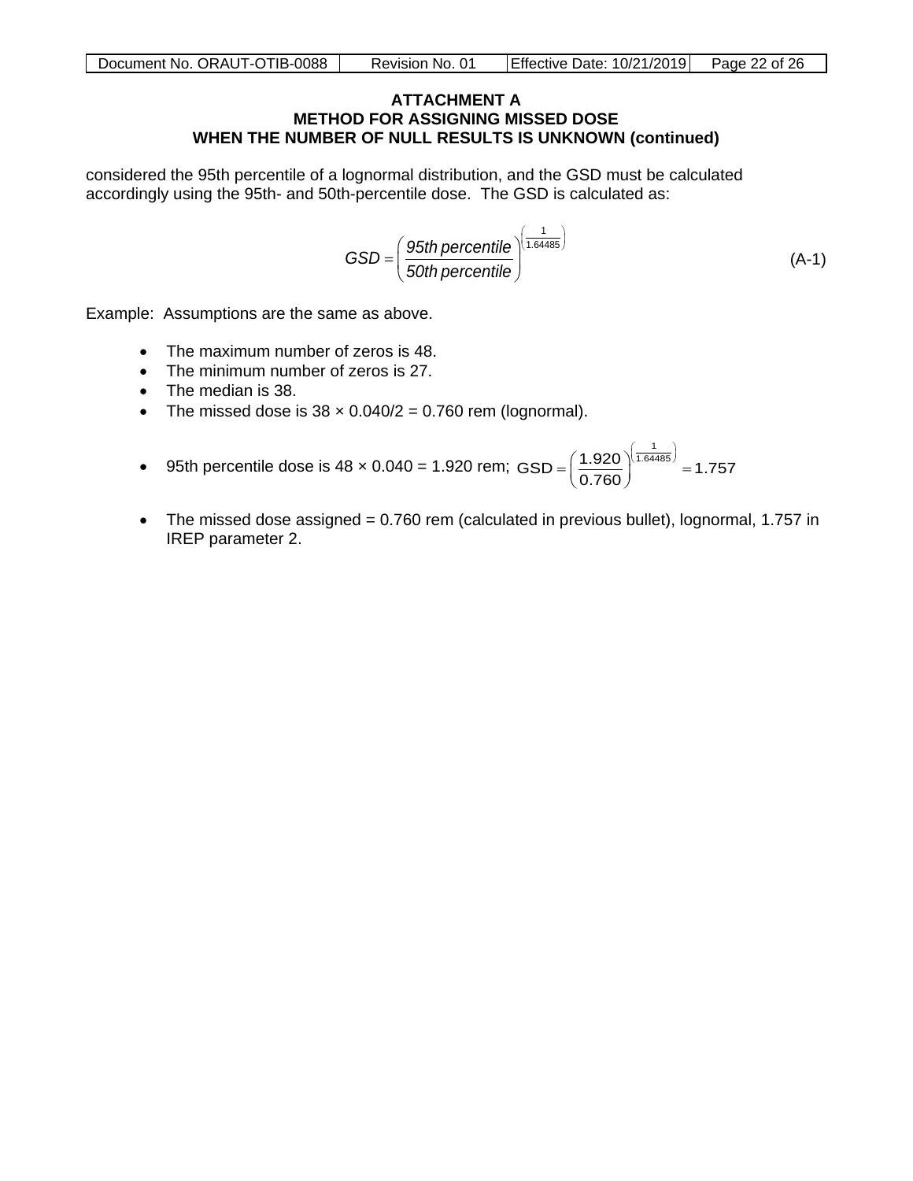### ATTACHMENT A
### METHOD FOR ASSIGNING MISSED DOSE
### WHEN THE NUMBER OF NULL RESULTS IS UNKNOWN (continued)

considered the 95th percentile of a lognormal distribution, and the GSD must be calculated accordingly using the 95th- and 50th-percentile dose. The GSD is calculated as:

$$GSD = \left( \frac{95th\ percentile}{50th\ percentile} \right)^{\left( \frac{1}{1.64485} \right)} \quad \text{(A-1)}$$

Example: Assumptions are the same as above.

- The maximum number of zeros is 48.
- The minimum number of zeros is 27.
- The median is 38.
- The missed dose is 38 × 0.040/2 = 0.760 rem (lognormal).
- 95th percentile dose is 48 × 0.040 = 1.920 rem; $\text{GSD} = \left( \frac{1.920}{0.760} \right)^{\left( \frac{1}{1.64485} \right)} = 1.757$
- The missed dose assigned = 0.760 rem (calculated in previous bullet), lognormal, 1.757 in IREP parameter 2.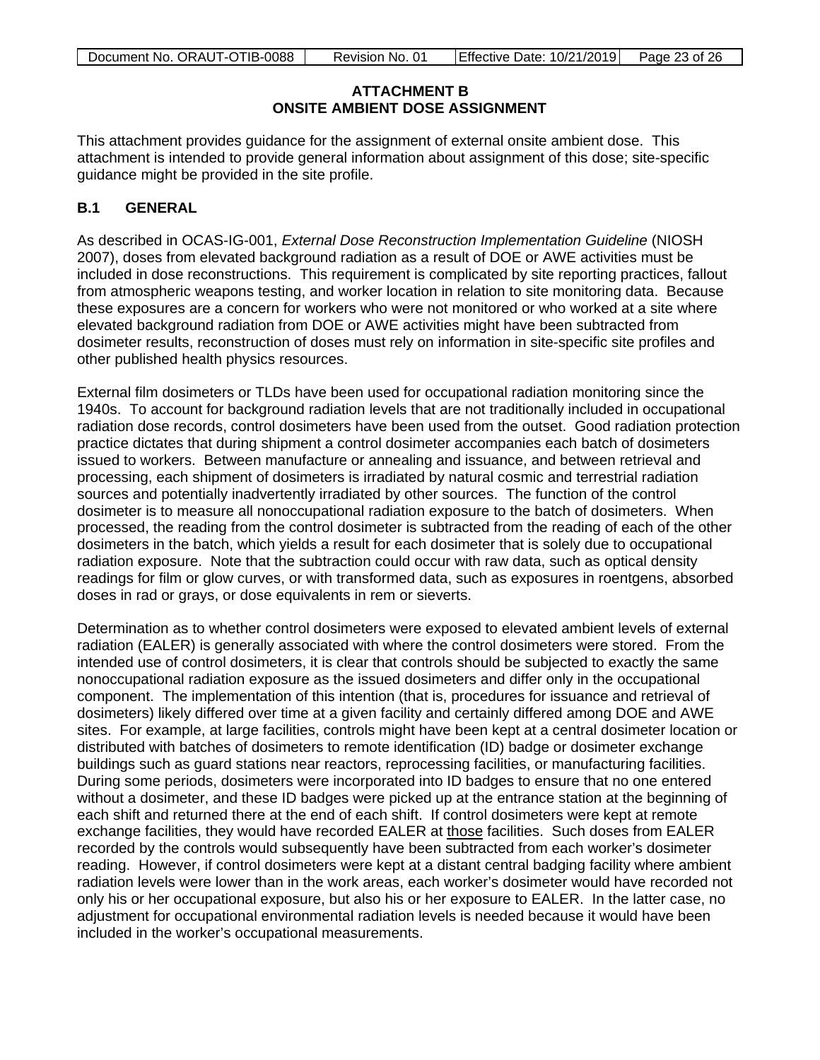# ATTACHMENT B
# ONSITE AMBIENT DOSE ASSIGNMENT

This attachment provides guidance for the assignment of external onsite ambient dose. This attachment is intended to provide general information about assignment of this dose; site-specific guidance might be provided in the site profile.

## B.1 GENERAL

As described in OCAS-IG-001, *External Dose Reconstruction Implementation Guideline* (NIOSH 2007), doses from elevated background radiation as a result of DOE or AWE activities must be included in dose reconstructions. This requirement is complicated by site reporting practices, fallout from atmospheric weapons testing, and worker location in relation to site monitoring data. Because these exposures are a concern for workers who were not monitored or who worked at a site where elevated background radiation from DOE or AWE activities might have been subtracted from dosimeter results, reconstruction of doses must rely on information in site-specific site profiles and other published health physics resources.

External film dosimeters or TLDs have been used for occupational radiation monitoring since the 1940s. To account for background radiation levels that are not traditionally included in occupational radiation dose records, control dosimeters have been used from the outset. Good radiation protection practice dictates that during shipment a control dosimeter accompanies each batch of dosimeters issued to workers. Between manufacture or annealing and issuance, and between retrieval and processing, each shipment of dosimeters is irradiated by natural cosmic and terrestrial radiation sources and potentially inadvertently irradiated by other sources. The function of the control dosimeter is to measure all nonoccupational radiation exposure to the batch of dosimeters. When processed, the reading from the control dosimeter is subtracted from the reading of each of the other dosimeters in the batch, which yields a result for each dosimeter that is solely due to occupational radiation exposure. Note that the subtraction could occur with raw data, such as optical density readings for film or glow curves, or with transformed data, such as exposures in roentgens, absorbed doses in rad or grays, or dose equivalents in rem or sieverts.

Determination as to whether control dosimeters were exposed to elevated ambient levels of external radiation (EALER) is generally associated with where the control dosimeters were stored. From the intended use of control dosimeters, it is clear that controls should be subjected to exactly the same nonoccupational radiation exposure as the issued dosimeters and differ only in the occupational component. The implementation of this intention (that is, procedures for issuance and retrieval of dosimeters) likely differed over time at a given facility and certainly differed among DOE and AWE sites. For example, at large facilities, controls might have been kept at a central dosimeter location or distributed with batches of dosimeters to remote identification (ID) badge or dosimeter exchange buildings such as guard stations near reactors, reprocessing facilities, or manufacturing facilities. During some periods, dosimeters were incorporated into ID badges to ensure that no one entered without a dosimeter, and these ID badges were picked up at the entrance station at the beginning of each shift and returned there at the end of each shift. If control dosimeters were kept at remote exchange facilities, they would have recorded EALER at <u>those</u> facilities. Such doses from EALER recorded by the controls would subsequently have been subtracted from each worker's dosimeter reading. However, if control dosimeters were kept at a distant central badging facility where ambient radiation levels were lower than in the work areas, each worker's dosimeter would have recorded not only his or her occupational exposure, but also his or her exposure to EALER. In the latter case, no adjustment for occupational environmental radiation levels is needed because it would have been included in the worker's occupational measurements.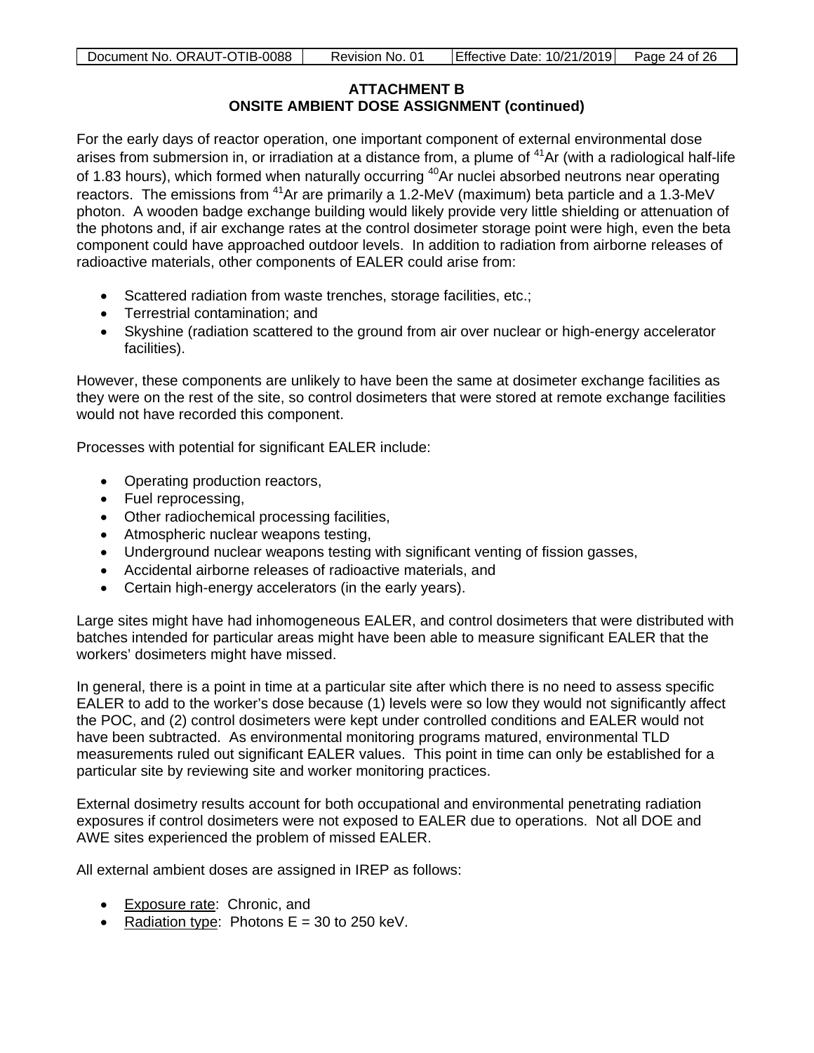## ATTACHMENT B
## ONSITE AMBIENT DOSE ASSIGNMENT (continued)

For the early days of reactor operation, one important component of external environmental dose arises from submersion in, or irradiation at a distance from, a plume of $^{41}$Ar (with a radiological half-life of 1.83 hours), which formed when naturally occurring $^{40}$Ar nuclei absorbed neutrons near operating reactors. The emissions from $^{41}$Ar are primarily a 1.2-MeV (maximum) beta particle and a 1.3-MeV photon. A wooden badge exchange building would likely provide very little shielding or attenuation of the photons and, if air exchange rates at the control dosimeter storage point were high, even the beta component could have approached outdoor levels. In addition to radiation from airborne releases of radioactive materials, other components of EALER could arise from:

- Scattered radiation from waste trenches, storage facilities, etc.;
- Terrestrial contamination; and
- Skyshine (radiation scattered to the ground from air over nuclear or high-energy accelerator facilities).

However, these components are unlikely to have been the same at dosimeter exchange facilities as they were on the rest of the site, so control dosimeters that were stored at remote exchange facilities would not have recorded this component.

Processes with potential for significant EALER include:

- Operating production reactors,
- Fuel reprocessing,
- Other radiochemical processing facilities,
- Atmospheric nuclear weapons testing,
- Underground nuclear weapons testing with significant venting of fission gasses,
- Accidental airborne releases of radioactive materials, and
- Certain high-energy accelerators (in the early years).

Large sites might have had inhomogeneous EALER, and control dosimeters that were distributed with batches intended for particular areas might have been able to measure significant EALER that the workers' dosimeters might have missed.

In general, there is a point in time at a particular site after which there is no need to assess specific EALER to add to the worker's dose because (1) levels were so low they would not significantly affect the POC, and (2) control dosimeters were kept under controlled conditions and EALER would not have been subtracted. As environmental monitoring programs matured, environmental TLD measurements ruled out significant EALER values. This point in time can only be established for a particular site by reviewing site and worker monitoring practices.

External dosimetry results account for both occupational and environmental penetrating radiation exposures if control dosimeters were not exposed to EALER due to operations. Not all DOE and AWE sites experienced the problem of missed EALER.

All external ambient doses are assigned in IREP as follows:

- Exposure rate: Chronic, and
- Radiation type: Photons E = 30 to 250 keV.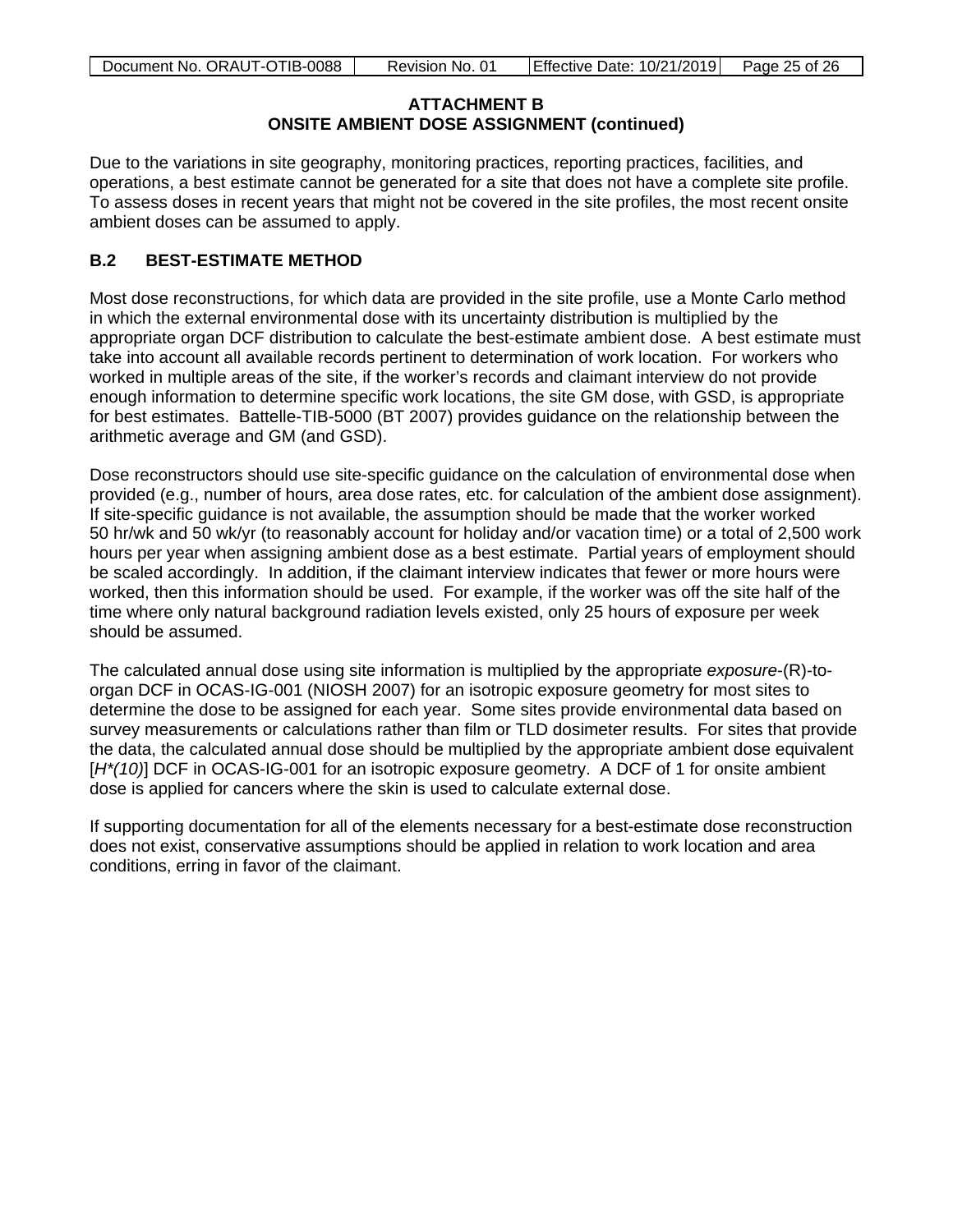## ATTACHMENT B
## ONSITE AMBIENT DOSE ASSIGNMENT (continued)

Due to the variations in site geography, monitoring practices, reporting practices, facilities, and operations, a best estimate cannot be generated for a site that does not have a complete site profile. To assess doses in recent years that might not be covered in the site profiles, the most recent onsite ambient doses can be assumed to apply.

### B.2 BEST-ESTIMATE METHOD

Most dose reconstructions, for which data are provided in the site profile, use a Monte Carlo method in which the external environmental dose with its uncertainty distribution is multiplied by the appropriate organ DCF distribution to calculate the best-estimate ambient dose. A best estimate must take into account all available records pertinent to determination of work location. For workers who worked in multiple areas of the site, if the worker's records and claimant interview do not provide enough information to determine specific work locations, the site GM dose, with GSD, is appropriate for best estimates. Battelle-TIB-5000 (BT 2007) provides guidance on the relationship between the arithmetic average and GM (and GSD).

Dose reconstructors should use site-specific guidance on the calculation of environmental dose when provided (e.g., number of hours, area dose rates, etc. for calculation of the ambient dose assignment). If site-specific guidance is not available, the assumption should be made that the worker worked 50 hr/wk and 50 wk/yr (to reasonably account for holiday and/or vacation time) or a total of 2,500 work hours per year when assigning ambient dose as a best estimate. Partial years of employment should be scaled accordingly. In addition, if the claimant interview indicates that fewer or more hours were worked, then this information should be used. For example, if the worker was off the site half of the time where only natural background radiation levels existed, only 25 hours of exposure per week should be assumed.

The calculated annual dose using site information is multiplied by the appropriate *exposure*-(R)-to-organ DCF in OCAS-IG-001 (NIOSH 2007) for an isotropic exposure geometry for most sites to determine the dose to be assigned for each year. Some sites provide environmental data based on survey measurements or calculations rather than film or TLD dosimeter results. For sites that provide the data, the calculated annual dose should be multiplied by the appropriate ambient dose equivalent [$H^*(10)$] DCF in OCAS-IG-001 for an isotropic exposure geometry. A DCF of 1 for onsite ambient dose is applied for cancers where the skin is used to calculate external dose.

If supporting documentation for all of the elements necessary for a best-estimate dose reconstruction does not exist, conservative assumptions should be applied in relation to work location and area conditions, erring in favor of the claimant.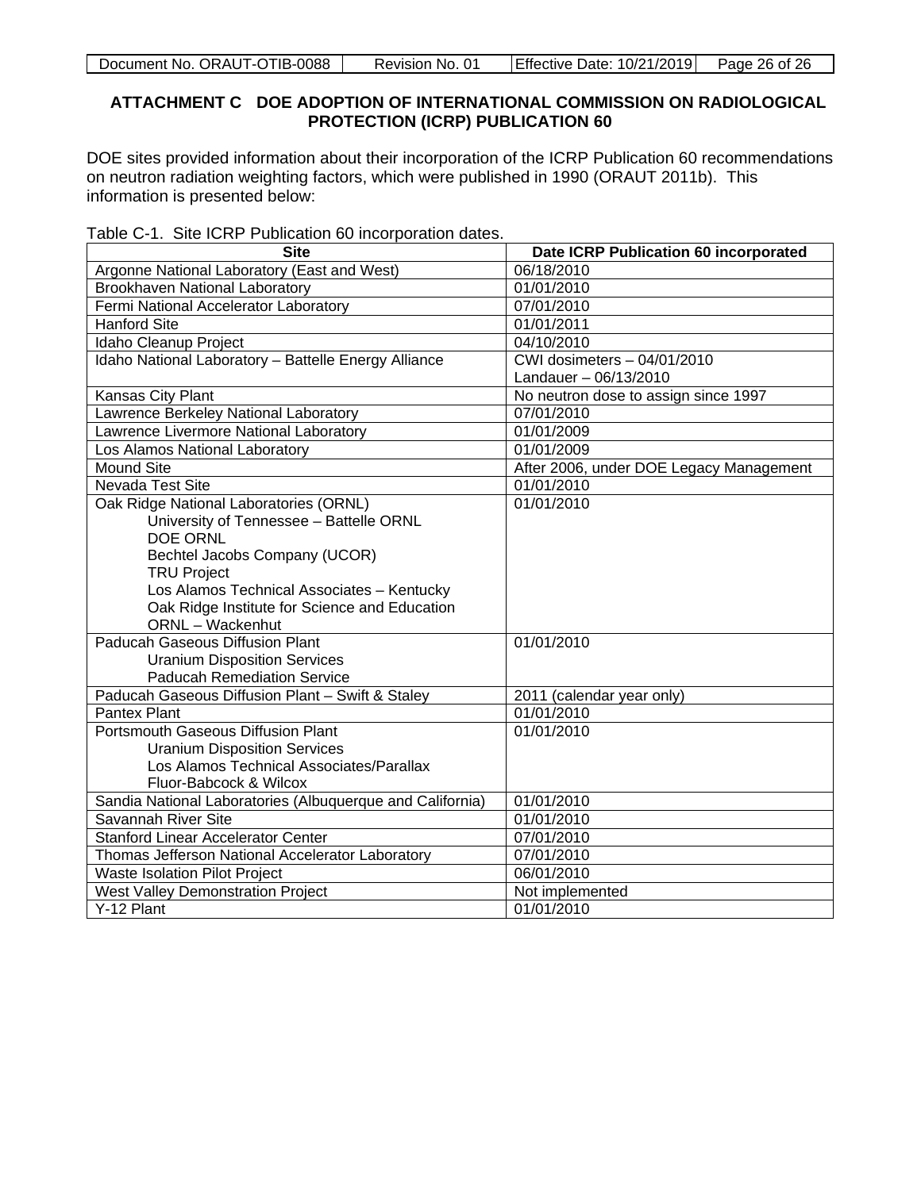## ATTACHMENT C DOE ADOPTION OF INTERNATIONAL COMMISSION ON RADIOLOGICAL PROTECTION (ICRP) PUBLICATION 60

DOE sites provided information about their incorporation of the ICRP Publication 60 recommendations on neutron radiation weighting factors, which were published in 1990 (ORAUT 2011b). This information is presented below:

Table C-1. Site ICRP Publication 60 incorporation dates.

| Site | Date ICRP Publication 60 incorporated |
|---|---|
| Argonne National Laboratory (East and West) | 06/18/2010 |
| Brookhaven National Laboratory | 01/01/2010 |
| Fermi National Accelerator Laboratory | 07/01/2010 |
| Hanford Site | 01/01/2011 |
| Idaho Cleanup Project | 04/10/2010 |
| Idaho National Laboratory – Battelle Energy Alliance | CWI dosimeters – 04/01/2010<br>Landauer – 06/13/2010 |
| Kansas City Plant | No neutron dose to assign since 1997 |
| Lawrence Berkeley National Laboratory | 07/01/2010 |
| Lawrence Livermore National Laboratory | 01/01/2009 |
| Los Alamos National Laboratory | 01/01/2009 |
| Mound Site | After 2006, under DOE Legacy Management |
| Nevada Test Site | 01/01/2010 |
| Oak Ridge National Laboratories (ORNL)<br>University of Tennessee – Battelle ORNL<br>DOE ORNL<br>Bechtel Jacobs Company (UCOR)<br>TRU Project<br>Los Alamos Technical Associates – Kentucky<br>Oak Ridge Institute for Science and Education<br>ORNL – Wackenhut | 01/01/2010 |
| Paducah Gaseous Diffusion Plant<br>Uranium Disposition Services<br>Paducah Remediation Service | 01/01/2010 |
| Paducah Gaseous Diffusion Plant – Swift & Staley | 2011 (calendar year only) |
| Pantex Plant | 01/01/2010 |
| Portsmouth Gaseous Diffusion Plant<br>Uranium Disposition Services<br>Los Alamos Technical Associates/Parallax<br>Fluor-Babcock & Wilcox | 01/01/2010 |
| Sandia National Laboratories (Albuquerque and California) | 01/01/2010 |
| Savannah River Site | 01/01/2010 |
| Stanford Linear Accelerator Center | 07/01/2010 |
| Thomas Jefferson National Accelerator Laboratory | 07/01/2010 |
| Waste Isolation Pilot Project | 06/01/2010 |
| West Valley Demonstration Project | Not implemented |
| Y-12 Plant | 01/01/2010 |